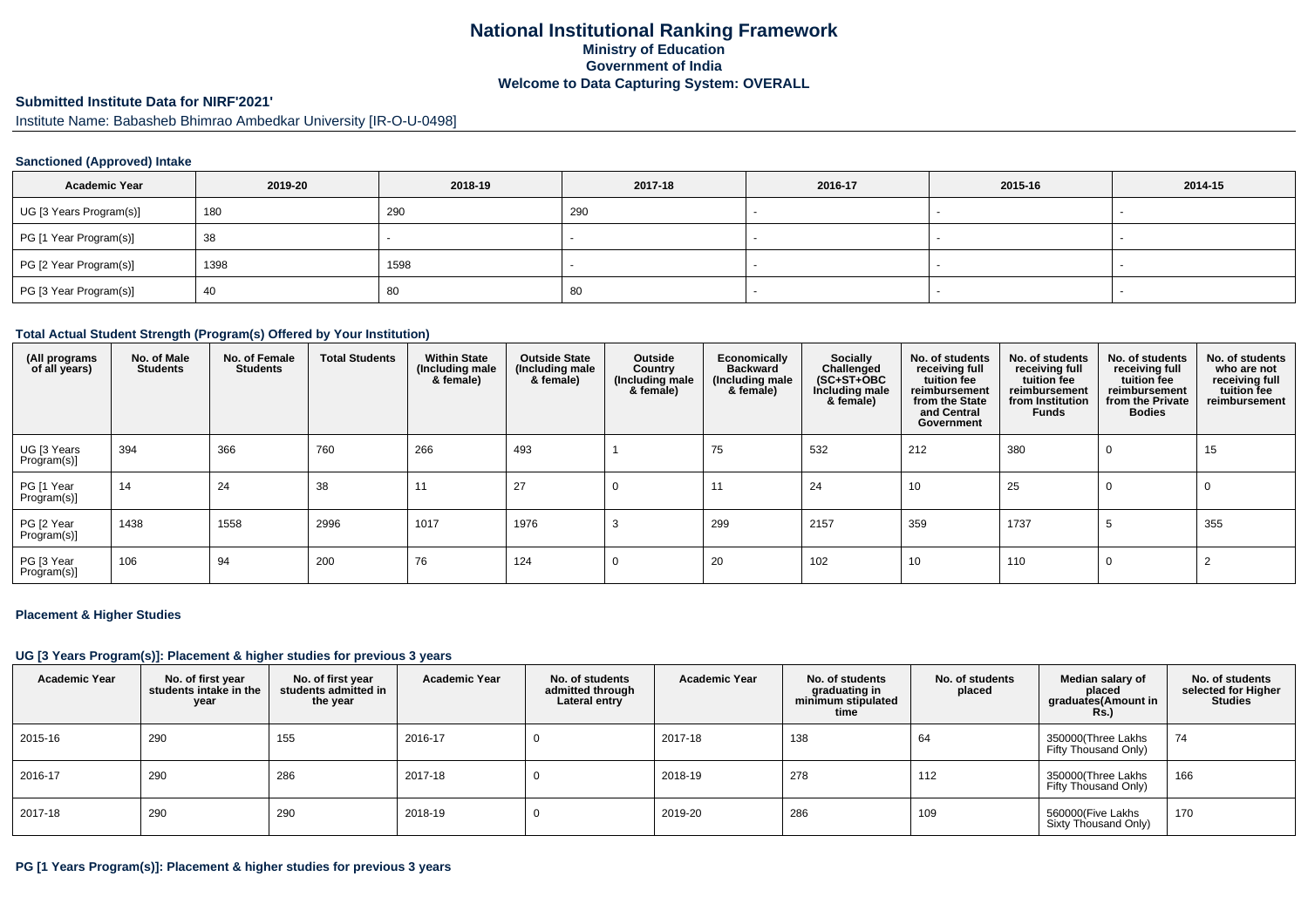# National Institutional Ranking Framework

**Ministry of Education**
**Government of India**
**Welcome to Data Capturing System: OVERALL**

## Submitted Institute Data for NIRF'2021'

Institute Name: Babasheb Bhimrao Ambedkar University [IR-O-U-0498]

### Sanctioned (Approved) Intake

| Academic Year | 2019-20 | 2018-19 | 2017-18 | 2016-17 | 2015-16 | 2014-15 |
|---|---|---|---|---|---|---|
| UG [3 Years Program(s)] | 180 | 290 | 290 | - | - | - |
| PG [1 Year Program(s)] | 38 | - | - | - | - | - |
| PG [2 Year Program(s)] | 1398 | 1598 | - | - | - | - |
| PG [3 Year Program(s)] | 40 | 80 | 80 | - | - | - |

### Total Actual Student Strength (Program(s) Offered by Your Institution)

| (All programs of all years) | No. of Male Students | No. of Female Students | Total Students | Within State (Including male & female) | Outside State (Including male & female) | Outside Country (Including male & female) | Economically Backward (Including male & female) | Socially Challenged (SC+ST+OBC Including male & female) | No. of students receiving full tuition fee reimbursement from the State and Central Government | No. of students receiving full tuition fee reimbursement from Institution Funds | No. of students receiving full tuition fee reimbursement from the Private Bodies | No. of students who are not receiving full tuition fee reimbursement |
|---|---|---|---|---|---|---|---|---|---|---|---|---|
| UG [3 Years Program(s)] | 394 | 366 | 760 | 266 | 493 | 1 | 75 | 532 | 212 | 380 | 0 | 15 |
| PG [1 Year Program(s)] | 14 | 24 | 38 | 11 | 27 | 0 | 11 | 24 | 10 | 25 | 0 | 0 |
| PG [2 Year Program(s)] | 1438 | 1558 | 2996 | 1017 | 1976 | 3 | 299 | 2157 | 359 | 1737 | 5 | 355 |
| PG [3 Year Program(s)] | 106 | 94 | 200 | 76 | 124 | 0 | 20 | 102 | 10 | 110 | 0 | 2 |

### Placement & Higher Studies

#### UG [3 Years Program(s)]: Placement & higher studies for previous 3 years

| Academic Year | No. of first year students intake in the year | No. of first year students admitted in the year | Academic Year | No. of students admitted through Lateral entry | Academic Year | No. of students graduating in minimum stipulated time | No. of students placed | Median salary of placed graduates(Amount in Rs.) | No. of students selected for Higher Studies |
|---|---|---|---|---|---|---|---|---|---|
| 2015-16 | 290 | 155 | 2016-17 | 0 | 2017-18 | 138 | 64 | 350000(Three Lakhs Fifty Thousand Only) | 74 |
| 2016-17 | 290 | 286 | 2017-18 | 0 | 2018-19 | 278 | 112 | 350000(Three Lakhs Fifty Thousand Only) | 166 |
| 2017-18 | 290 | 290 | 2018-19 | 0 | 2019-20 | 286 | 109 | 560000(Five Lakhs Sixty Thousand Only) | 170 |

#### PG [1 Years Program(s)]: Placement & higher studies for previous 3 years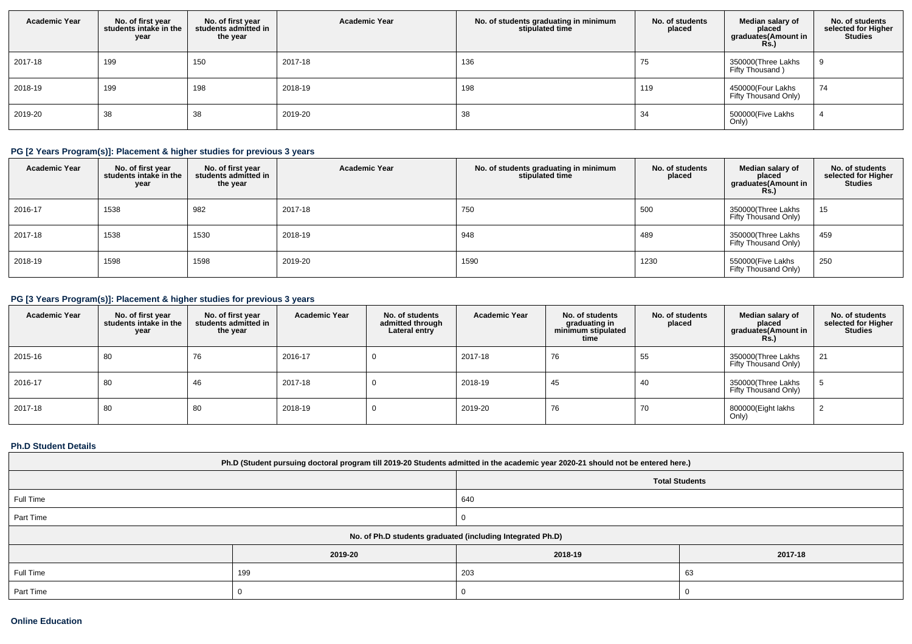| Academic Year | No. of first year students intake in the year | No. of first year students admitted in the year | Academic Year | No. of students graduating in minimum stipulated time | No. of students placed | Median salary of placed graduates(Amount in Rs.) | No. of students selected for Higher Studies |
|---|---|---|---|---|---|---|---|
| 2017-18 | 199 | 150 | 2017-18 | 136 | 75 | 350000(Three Lakhs Fifty Thousand ) | 9 |
| 2018-19 | 199 | 198 | 2018-19 | 198 | 119 | 450000(Four Lakhs Fifty Thousand Only) | 74 |
| 2019-20 | 38 | 38 | 2019-20 | 38 | 34 | 500000(Five Lakhs Only) | 4 |

### PG [2 Years Program(s)]: Placement & higher studies for previous 3 years

| Academic Year | No. of first year students intake in the year | No. of first year students admitted in the year | Academic Year | No. of students graduating in minimum stipulated time | No. of students placed | Median salary of placed graduates(Amount in Rs.) | No. of students selected for Higher Studies |
|---|---|---|---|---|---|---|---|
| 2016-17 | 1538 | 982 | 2017-18 | 750 | 500 | 350000(Three Lakhs Fifty Thousand Only) | 15 |
| 2017-18 | 1538 | 1530 | 2018-19 | 948 | 489 | 350000(Three Lakhs Fifty Thousand Only) | 459 |
| 2018-19 | 1598 | 1598 | 2019-20 | 1590 | 1230 | 550000(Five Lakhs Fifty Thousand Only) | 250 |

### PG [3 Years Program(s)]: Placement & higher studies for previous 3 years

| Academic Year | No. of first year students intake in the year | No. of first year students admitted in the year | Academic Year | No. of students admitted through Lateral entry | Academic Year | No. of students graduating in minimum stipulated time | No. of students placed | Median salary of placed graduates(Amount in Rs.) | No. of students selected for Higher Studies |
|---|---|---|---|---|---|---|---|---|---|
| 2015-16 | 80 | 76 | 2016-17 | 0 | 2017-18 | 76 | 55 | 350000(Three Lakhs Fifty Thousand Only) | 21 |
| 2016-17 | 80 | 46 | 2017-18 | 0 | 2018-19 | 45 | 40 | 350000(Three Lakhs Fifty Thousand Only) | 5 |
| 2017-18 | 80 | 80 | 2018-19 | 0 | 2019-20 | 76 | 70 | 800000(Eight lakhs Only) | 2 |

### Ph.D Student Details

| Ph.D (Student pursuing doctoral program till 2019-20 Students admitted in the academic year 2020-21 should not be entered here.) | | | |
|---|---|---|---|
| | | Total Students | |
| Full Time | | 640 | |
| Part Time | | 0 | |
| No. of Ph.D students graduated (including Integrated Ph.D) | | | |
| | 2019-20 | 2018-19 | 2017-18 |
| Full Time | 199 | 203 | 63 |
| Part Time | 0 | 0 | 0 |

### Online Education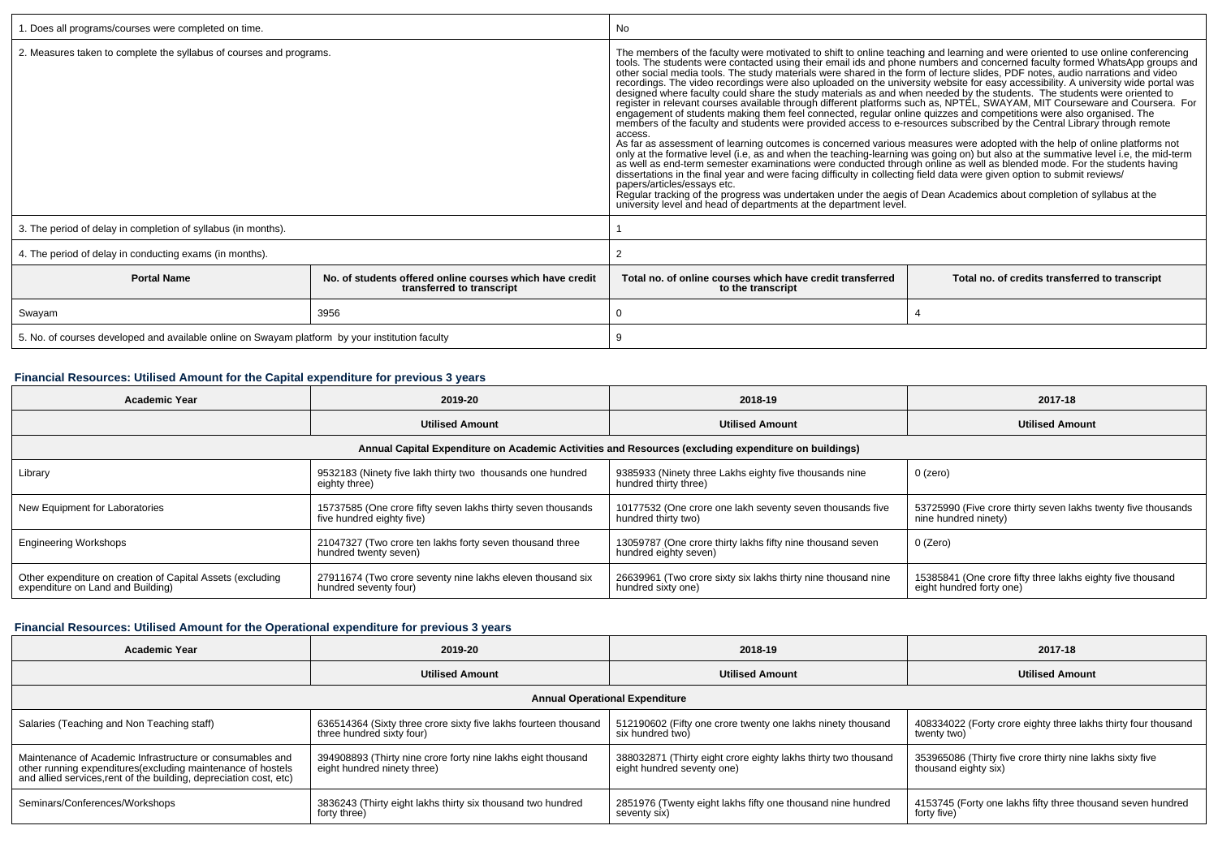| 1. Does all programs/courses were completed on time. | | No | |
|---|---|---|---|
| 2. Measures taken to complete the syllabus of courses and programs. | | The members of the faculty were motivated to shift to online teaching and learning and were oriented to use online conferencing tools. The students were contacted using their email ids and phone numbers and concerned faculty formed WhatsApp groups and other social media tools. The study materials were shared in the form of lecture slides, PDF notes, audio narrations and video recordings. The video recordings were also uploaded on the university website for easy accessibility. A university wide portal was designed where faculty could share the study materials as and when needed by the students. The students were oriented to register in relevant courses available through different platforms such as, NPTEL, SWAYAM, MIT Courseware and Coursera. For engagement of students making them feel connected, regular online quizzes and competitions were also organised. The members of the faculty and students were provided access to e-resources subscribed by the Central Library through remote access.<br>As far as assessment of learning outcomes is concerned various measures were adopted with the help of online platforms not only at the formative level (i.e, as and when the teaching-learning was going on) but also at the summative level i.e, the mid-term as well as end-term semester examinations were conducted through online as well as blended mode. For the students having dissertations in the final year and were facing difficulty in collecting field data were given option to submit reviews/ papers/articles/essays etc.<br>Regular tracking of the progress was undertaken under the aegis of Dean Academics about completion of syllabus at the university level and head of departments at the department level. | |
| 3. The period of delay in completion of syllabus (in months). | | 1 | |
| 4. The period of delay in conducting exams (in months). | | 2 | |
| **Portal Name** | **No. of students offered online courses which have credit transferred to transcript** | **Total no. of online courses which have credit transferred to the transcript** | **Total no. of credits transferred to transcript** |
| Swayam | 3956 | 0 | 4 |
| 5. No. of courses developed and available online on Swayam platform by your institution faculty | | 9 | |

### Financial Resources: Utilised Amount for the Capital expenditure for previous 3 years

| Academic Year | 2019-20 | 2018-19 | 2017-18 |
|---|---|---|---|
| | **Utilised Amount** | **Utilised Amount** | **Utilised Amount** |
| **Annual Capital Expenditure on Academic Activities and Resources (excluding expenditure on buildings)** | | | |
| Library | 9532183 (Ninety five lakh thirty two thousands one hundred eighty three) | 9385933 (Ninety three Lakhs eighty five thousands nine hundred thirty three) | 0 (zero) |
| New Equipment for Laboratories | 15737585 (One crore fifty seven lakhs thirty seven thousands five hundred eighty five) | 10177532 (One crore one lakh seventy seven thousands five hundred thirty two) | 53725990 (Five crore thirty seven lakhs twenty five thousands nine hundred ninety) |
| Engineering Workshops | 21047327 (Two crore ten lakhs forty seven thousand three hundred twenty seven) | 13059787 (One crore thirty lakhs fifty nine thousand seven hundred eighty seven) | 0 (Zero) |
| Other expenditure on creation of Capital Assets (excluding expenditure on Land and Building) | 27911674 (Two crore seventy nine lakhs eleven thousand six hundred seventy four) | 26639961 (Two crore sixty six lakhs thirty nine thousand nine hundred sixty one) | 15385841 (One crore fifty three lakhs eighty five thousand eight hundred forty one) |

### Financial Resources: Utilised Amount for the Operational expenditure for previous 3 years

| Academic Year | 2019-20 | 2018-19 | 2017-18 |
|---|---|---|---|
| | **Utilised Amount** | **Utilised Amount** | **Utilised Amount** |
| **Annual Operational Expenditure** | | | |
| Salaries (Teaching and Non Teaching staff) | 636514364 (Sixty three crore sixty five lakhs fourteen thousand three hundred sixty four) | 512190602 (Fifty one crore twenty one lakhs ninety thousand six hundred two) | 408334022 (Forty crore eighty three lakhs thirty four thousand twenty two) |
| Maintenance of Academic Infrastructure or consumables and other running expenditures(excluding maintenance of hostels and allied services,rent of the building, depreciation cost, etc) | 394908893 (Thirty nine crore forty nine lakhs eight thousand eight hundred ninety three) | 388032871 (Thirty eight crore eighty lakhs thirty two thousand eight hundred seventy one) | 353965086 (Thirty five crore thirty nine lakhs sixty five thousand eighty six) |
| Seminars/Conferences/Workshops | 3836243 (Thirty eight lakhs thirty six thousand two hundred forty three) | 2851976 (Twenty eight lakhs fifty one thousand nine hundred seventy six) | 4153745 (Forty one lakhs fifty three thousand seven hundred forty five) |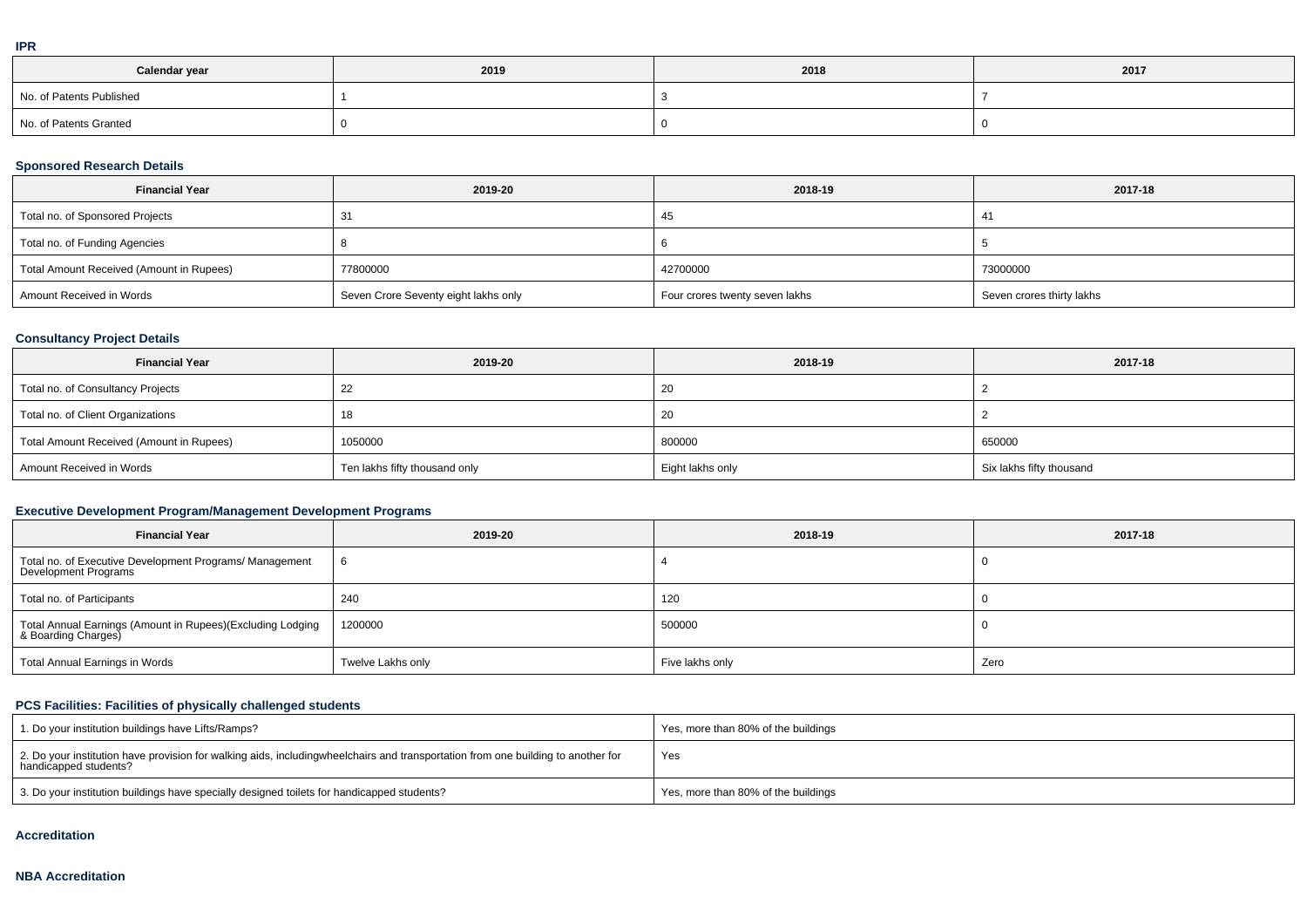### IPR

| Calendar year | 2019 | 2018 | 2017 |
|---|---|---|---|
| No. of Patents Published | 1 | 3 | 7 |
| No. of Patents Granted | 0 | 0 | 0 |

### Sponsored Research Details

| Financial Year | 2019-20 | 2018-19 | 2017-18 |
|---|---|---|---|
| Total no. of Sponsored Projects | 31 | 45 | 41 |
| Total no. of Funding Agencies | 8 | 6 | 5 |
| Total Amount Received (Amount in Rupees) | 77800000 | 42700000 | 73000000 |
| Amount Received in Words | Seven Crore Seventy eight lakhs only | Four crores twenty seven lakhs | Seven crores thirty lakhs |

### Consultancy Project Details

| Financial Year | 2019-20 | 2018-19 | 2017-18 |
|---|---|---|---|
| Total no. of Consultancy Projects | 22 | 20 | 2 |
| Total no. of Client Organizations | 18 | 20 | 2 |
| Total Amount Received (Amount in Rupees) | 1050000 | 800000 | 650000 |
| Amount Received in Words | Ten lakhs fifty thousand only | Eight lakhs only | Six lakhs fifty thousand |

### Executive Development Program/Management Development Programs

| Financial Year | 2019-20 | 2018-19 | 2017-18 |
|---|---|---|---|
| Total no. of Executive Development Programs/ Management Development Programs | 6 | 4 | 0 |
| Total no. of Participants | 240 | 120 | 0 |
| Total Annual Earnings (Amount in Rupees)(Excluding Lodging & Boarding Charges) | 1200000 | 500000 | 0 |
| Total Annual Earnings in Words | Twelve Lakhs only | Five lakhs only | Zero |

### PCS Facilities: Facilities of physically challenged students

| | |
|---|---|
| 1. Do your institution buildings have Lifts/Ramps? | Yes, more than 80% of the buildings |
| 2. Do your institution have provision for walking aids, includingwheelchairs and transportation from one building to another for handicapped students? | Yes |
| 3. Do your institution buildings have specially designed toilets for handicapped students? | Yes, more than 80% of the buildings |

### Accreditation

### NBA Accreditation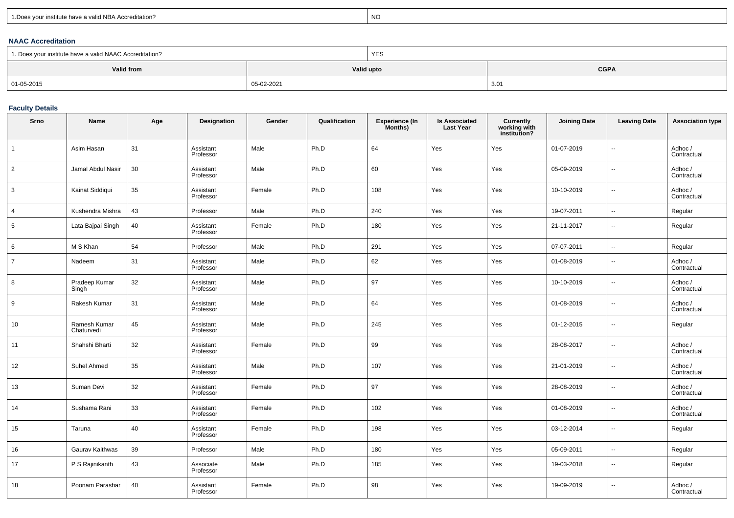| 1.Does your institute have a valid NBA Accreditation? | NO |
| --- | --- |

### NAAC Accreditation

| 1. Does your institute have a valid NAAC Accreditation? | YES | |
| --- | --- | --- |
| **Valid from** | **Valid upto** | **CGPA** |
| 01-05-2015 | 05-02-2021 | 3.01 |

### Faculty Details

| Srno | Name | Age | Designation | Gender | Qualification | Experience (In Months) | Is Associated Last Year | Currently working with institution? | Joining Date | Leaving Date | Association type |
| --- | --- | --- | --- | --- | --- | --- | --- | --- | --- | --- | --- |
| 1 | Asim Hasan | 31 | Assistant Professor | Male | Ph.D | 64 | Yes | Yes | 01-07-2019 | -- | Adhoc / Contractual |
| 2 | Jamal Abdul Nasir | 30 | Assistant Professor | Male | Ph.D | 60 | Yes | Yes | 05-09-2019 | -- | Adhoc / Contractual |
| 3 | Kainat Siddiqui | 35 | Assistant Professor | Female | Ph.D | 108 | Yes | Yes | 10-10-2019 | -- | Adhoc / Contractual |
| 4 | Kushendra Mishra | 43 | Professor | Male | Ph.D | 240 | Yes | Yes | 19-07-2011 | -- | Regular |
| 5 | Lata Bajpai Singh | 40 | Assistant Professor | Female | Ph.D | 180 | Yes | Yes | 21-11-2017 | -- | Regular |
| 6 | M S Khan | 54 | Professor | Male | Ph.D | 291 | Yes | Yes | 07-07-2011 | -- | Regular |
| 7 | Nadeem | 31 | Assistant Professor | Male | Ph.D | 62 | Yes | Yes | 01-08-2019 | -- | Adhoc / Contractual |
| 8 | Pradeep Kumar Singh | 32 | Assistant Professor | Male | Ph.D | 97 | Yes | Yes | 10-10-2019 | -- | Adhoc / Contractual |
| 9 | Rakesh Kumar | 31 | Assistant Professor | Male | Ph.D | 64 | Yes | Yes | 01-08-2019 | -- | Adhoc / Contractual |
| 10 | Ramesh Kumar Chaturvedi | 45 | Assistant Professor | Male | Ph.D | 245 | Yes | Yes | 01-12-2015 | -- | Regular |
| 11 | Shahshi Bharti | 32 | Assistant Professor | Female | Ph.D | 99 | Yes | Yes | 28-08-2017 | -- | Adhoc / Contractual |
| 12 | Suhel Ahmed | 35 | Assistant Professor | Male | Ph.D | 107 | Yes | Yes | 21-01-2019 | -- | Adhoc / Contractual |
| 13 | Suman Devi | 32 | Assistant Professor | Female | Ph.D | 97 | Yes | Yes | 28-08-2019 | -- | Adhoc / Contractual |
| 14 | Sushama Rani | 33 | Assistant Professor | Female | Ph.D | 102 | Yes | Yes | 01-08-2019 | -- | Adhoc / Contractual |
| 15 | Taruna | 40 | Assistant Professor | Female | Ph.D | 198 | Yes | Yes | 03-12-2014 | -- | Regular |
| 16 | Gaurav Kaithwas | 39 | Professor | Male | Ph.D | 180 | Yes | Yes | 05-09-2011 | -- | Regular |
| 17 | P S Rajinikanth | 43 | Associate Professor | Male | Ph.D | 185 | Yes | Yes | 19-03-2018 | -- | Regular |
| 18 | Poonam Parashar | 40 | Assistant Professor | Female | Ph.D | 98 | Yes | Yes | 19-09-2019 | -- | Adhoc / Contractual |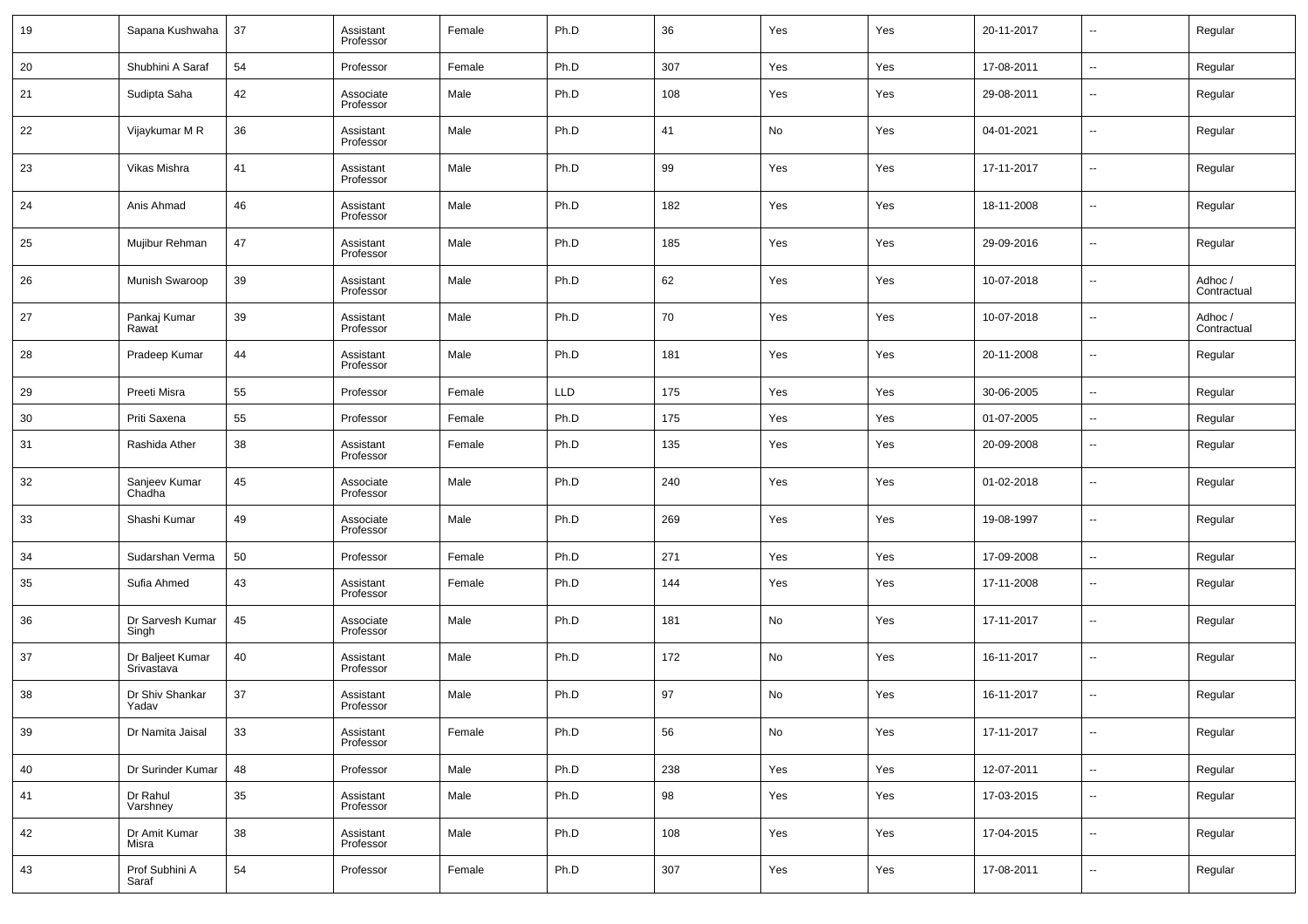| 19 | Sapana Kushwaha | 37 | Assistant Professor | Female | Ph.D | 36 | Yes | Yes | 20-11-2017 | -- | Regular |
|---|---|---|---|---|---|---|---|---|---|---|---|
| 20 | Shubhini A Saraf | 54 | Professor | Female | Ph.D | 307 | Yes | Yes | 17-08-2011 | -- | Regular |
| 21 | Sudipta Saha | 42 | Associate Professor | Male | Ph.D | 108 | Yes | Yes | 29-08-2011 | -- | Regular |
| 22 | Vijaykumar M R | 36 | Assistant Professor | Male | Ph.D | 41 | No | Yes | 04-01-2021 | -- | Regular |
| 23 | Vikas Mishra | 41 | Assistant Professor | Male | Ph.D | 99 | Yes | Yes | 17-11-2017 | -- | Regular |
| 24 | Anis Ahmad | 46 | Assistant Professor | Male | Ph.D | 182 | Yes | Yes | 18-11-2008 | -- | Regular |
| 25 | Mujibur Rehman | 47 | Assistant Professor | Male | Ph.D | 185 | Yes | Yes | 29-09-2016 | -- | Regular |
| 26 | Munish Swaroop | 39 | Assistant Professor | Male | Ph.D | 62 | Yes | Yes | 10-07-2018 | -- | Adhoc / Contractual |
| 27 | Pankaj Kumar Rawat | 39 | Assistant Professor | Male | Ph.D | 70 | Yes | Yes | 10-07-2018 | -- | Adhoc / Contractual |
| 28 | Pradeep Kumar | 44 | Assistant Professor | Male | Ph.D | 181 | Yes | Yes | 20-11-2008 | -- | Regular |
| 29 | Preeti Misra | 55 | Professor | Female | LLD | 175 | Yes | Yes | 30-06-2005 | -- | Regular |
| 30 | Priti Saxena | 55 | Professor | Female | Ph.D | 175 | Yes | Yes | 01-07-2005 | -- | Regular |
| 31 | Rashida Ather | 38 | Assistant Professor | Female | Ph.D | 135 | Yes | Yes | 20-09-2008 | -- | Regular |
| 32 | Sanjeev Kumar Chadha | 45 | Associate Professor | Male | Ph.D | 240 | Yes | Yes | 01-02-2018 | -- | Regular |
| 33 | Shashi Kumar | 49 | Associate Professor | Male | Ph.D | 269 | Yes | Yes | 19-08-1997 | -- | Regular |
| 34 | Sudarshan Verma | 50 | Professor | Female | Ph.D | 271 | Yes | Yes | 17-09-2008 | -- | Regular |
| 35 | Sufia Ahmed | 43 | Assistant Professor | Female | Ph.D | 144 | Yes | Yes | 17-11-2008 | -- | Regular |
| 36 | Dr Sarvesh Kumar Singh | 45 | Associate Professor | Male | Ph.D | 181 | No | Yes | 17-11-2017 | -- | Regular |
| 37 | Dr Baljeet Kumar Srivastava | 40 | Assistant Professor | Male | Ph.D | 172 | No | Yes | 16-11-2017 | -- | Regular |
| 38 | Dr Shiv Shankar Yadav | 37 | Assistant Professor | Male | Ph.D | 97 | No | Yes | 16-11-2017 | -- | Regular |
| 39 | Dr Namita Jaisal | 33 | Assistant Professor | Female | Ph.D | 56 | No | Yes | 17-11-2017 | -- | Regular |
| 40 | Dr Surinder Kumar | 48 | Professor | Male | Ph.D | 238 | Yes | Yes | 12-07-2011 | -- | Regular |
| 41 | Dr Rahul Varshney | 35 | Assistant Professor | Male | Ph.D | 98 | Yes | Yes | 17-03-2015 | -- | Regular |
| 42 | Dr Amit Kumar Misra | 38 | Assistant Professor | Male | Ph.D | 108 | Yes | Yes | 17-04-2015 | -- | Regular |
| 43 | Prof Subhini A Saraf | 54 | Professor | Female | Ph.D | 307 | Yes | Yes | 17-08-2011 | -- | Regular |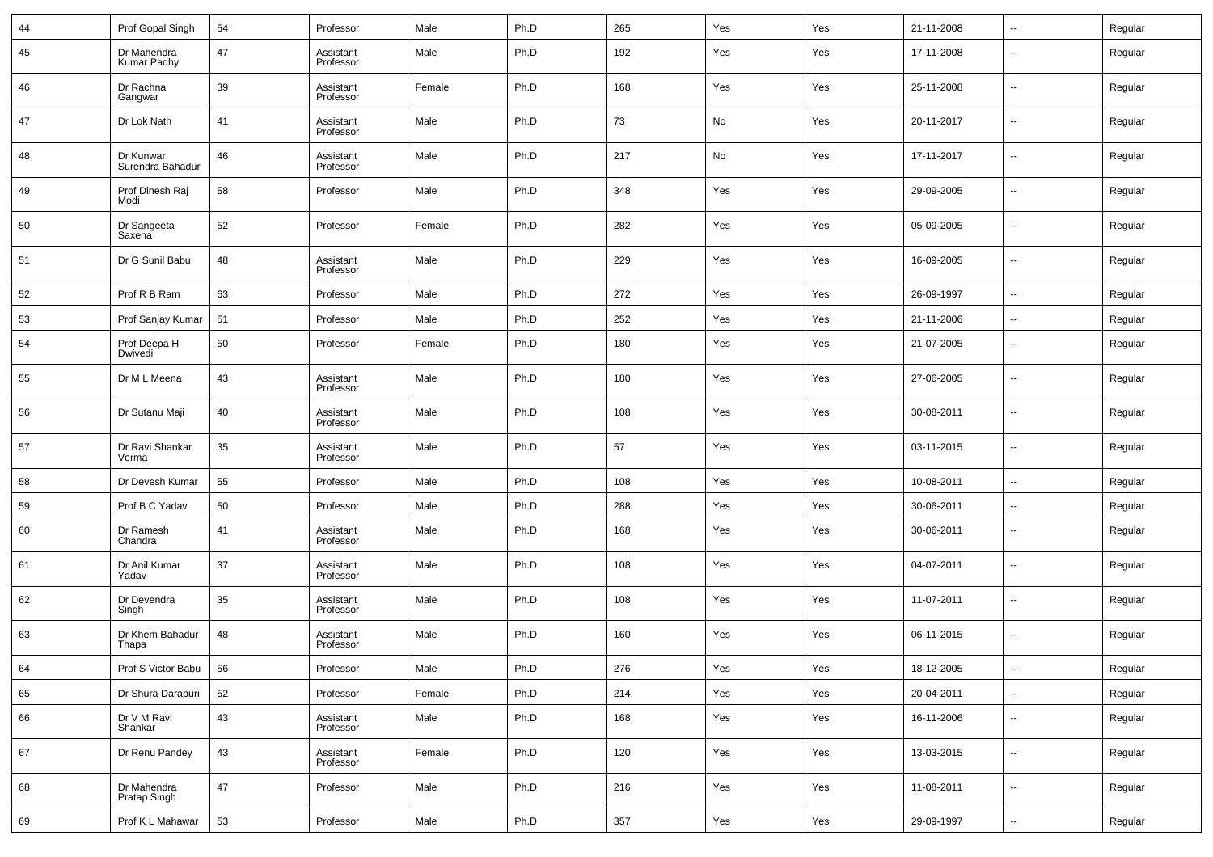| 44 | Prof Gopal Singh | 54 | Professor | Male | Ph.D | 265 | Yes | Yes | 21-11-2008 | -- | Regular |
|---|---|---|---|---|---|---|---|---|---|---|---|
| 45 | Dr Mahendra Kumar Padhy | 47 | Assistant Professor | Male | Ph.D | 192 | Yes | Yes | 17-11-2008 | -- | Regular |
| 46 | Dr Rachna Gangwar | 39 | Assistant Professor | Female | Ph.D | 168 | Yes | Yes | 25-11-2008 | -- | Regular |
| 47 | Dr Lok Nath | 41 | Assistant Professor | Male | Ph.D | 73 | No | Yes | 20-11-2017 | -- | Regular |
| 48 | Dr Kunwar Surendra Bahadur | 46 | Assistant Professor | Male | Ph.D | 217 | No | Yes | 17-11-2017 | -- | Regular |
| 49 | Prof Dinesh Raj Modi | 58 | Professor | Male | Ph.D | 348 | Yes | Yes | 29-09-2005 | -- | Regular |
| 50 | Dr Sangeeta Saxena | 52 | Professor | Female | Ph.D | 282 | Yes | Yes | 05-09-2005 | -- | Regular |
| 51 | Dr G Sunil Babu | 48 | Assistant Professor | Male | Ph.D | 229 | Yes | Yes | 16-09-2005 | -- | Regular |
| 52 | Prof R B Ram | 63 | Professor | Male | Ph.D | 272 | Yes | Yes | 26-09-1997 | -- | Regular |
| 53 | Prof Sanjay Kumar | 51 | Professor | Male | Ph.D | 252 | Yes | Yes | 21-11-2006 | -- | Regular |
| 54 | Prof Deepa H Dwivedi | 50 | Professor | Female | Ph.D | 180 | Yes | Yes | 21-07-2005 | -- | Regular |
| 55 | Dr M L Meena | 43 | Assistant Professor | Male | Ph.D | 180 | Yes | Yes | 27-06-2005 | -- | Regular |
| 56 | Dr Sutanu Maji | 40 | Assistant Professor | Male | Ph.D | 108 | Yes | Yes | 30-08-2011 | -- | Regular |
| 57 | Dr Ravi Shankar Verma | 35 | Assistant Professor | Male | Ph.D | 57 | Yes | Yes | 03-11-2015 | -- | Regular |
| 58 | Dr Devesh Kumar | 55 | Professor | Male | Ph.D | 108 | Yes | Yes | 10-08-2011 | -- | Regular |
| 59 | Prof B C Yadav | 50 | Professor | Male | Ph.D | 288 | Yes | Yes | 30-06-2011 | -- | Regular |
| 60 | Dr Ramesh Chandra | 41 | Assistant Professor | Male | Ph.D | 168 | Yes | Yes | 30-06-2011 | -- | Regular |
| 61 | Dr Anil Kumar Yadav | 37 | Assistant Professor | Male | Ph.D | 108 | Yes | Yes | 04-07-2011 | -- | Regular |
| 62 | Dr Devendra Singh | 35 | Assistant Professor | Male | Ph.D | 108 | Yes | Yes | 11-07-2011 | -- | Regular |
| 63 | Dr Khem Bahadur Thapa | 48 | Assistant Professor | Male | Ph.D | 160 | Yes | Yes | 06-11-2015 | -- | Regular |
| 64 | Prof S Victor Babu | 56 | Professor | Male | Ph.D | 276 | Yes | Yes | 18-12-2005 | -- | Regular |
| 65 | Dr Shura Darapuri | 52 | Professor | Female | Ph.D | 214 | Yes | Yes | 20-04-2011 | -- | Regular |
| 66 | Dr V M Ravi Shankar | 43 | Assistant Professor | Male | Ph.D | 168 | Yes | Yes | 16-11-2006 | -- | Regular |
| 67 | Dr Renu Pandey | 43 | Assistant Professor | Female | Ph.D | 120 | Yes | Yes | 13-03-2015 | -- | Regular |
| 68 | Dr Mahendra Pratap Singh | 47 | Professor | Male | Ph.D | 216 | Yes | Yes | 11-08-2011 | -- | Regular |
| 69 | Prof K L Mahawar | 53 | Professor | Male | Ph.D | 357 | Yes | Yes | 29-09-1997 | -- | Regular |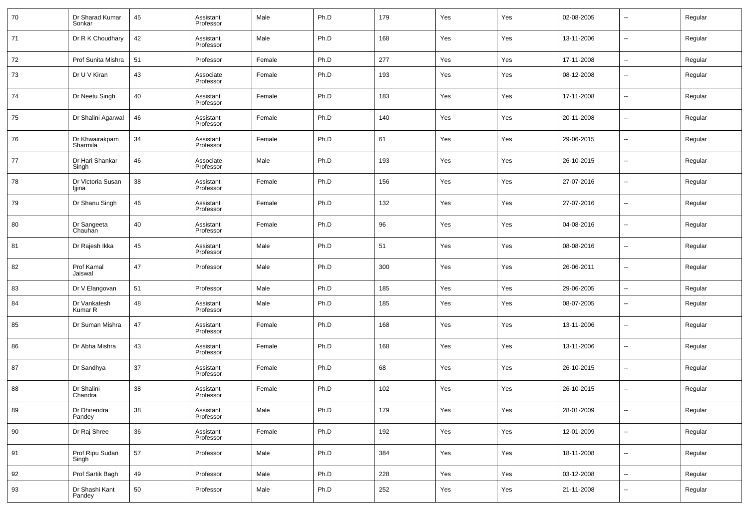| 70 | Dr Sharad Kumar Sonkar | 45 | Assistant Professor | Male | Ph.D | 179 | Yes | Yes | 02-08-2005 | -- | Regular |
|---|---|---|---|---|---|---|---|---|---|---|---|
| 71 | Dr R K Choudhary | 42 | Assistant Professor | Male | Ph.D | 168 | Yes | Yes | 13-11-2006 | -- | Regular |
| 72 | Prof Sunita Mishra | 51 | Professor | Female | Ph.D | 277 | Yes | Yes | 17-11-2008 | -- | Regular |
| 73 | Dr U V Kiran | 43 | Associate Professor | Female | Ph.D | 193 | Yes | Yes | 08-12-2008 | -- | Regular |
| 74 | Dr Neetu Singh | 40 | Assistant Professor | Female | Ph.D | 183 | Yes | Yes | 17-11-2008 | -- | Regular |
| 75 | Dr Shalini Agarwal | 46 | Assistant Professor | Female | Ph.D | 140 | Yes | Yes | 20-11-2008 | -- | Regular |
| 76 | Dr Khwairakpam Sharmila | 34 | Assistant Professor | Female | Ph.D | 61 | Yes | Yes | 29-06-2015 | -- | Regular |
| 77 | Dr Hari Shankar Singh | 46 | Associate Professor | Male | Ph.D | 193 | Yes | Yes | 26-10-2015 | -- | Regular |
| 78 | Dr Victoria Susan Ijjina | 38 | Assistant Professor | Female | Ph.D | 156 | Yes | Yes | 27-07-2016 | -- | Regular |
| 79 | Dr Shanu Singh | 46 | Assistant Professor | Female | Ph.D | 132 | Yes | Yes | 27-07-2016 | -- | Regular |
| 80 | Dr Sangeeta Chauhan | 40 | Assistant Professor | Female | Ph.D | 96 | Yes | Yes | 04-08-2016 | -- | Regular |
| 81 | Dr Rajesh Ikka | 45 | Assistant Professor | Male | Ph.D | 51 | Yes | Yes | 08-08-2016 | -- | Regular |
| 82 | Prof Kamal Jaiswal | 47 | Professor | Male | Ph.D | 300 | Yes | Yes | 26-06-2011 | -- | Regular |
| 83 | Dr V Elangovan | 51 | Professor | Male | Ph.D | 185 | Yes | Yes | 29-06-2005 | -- | Regular |
| 84 | Dr Vankatesh Kumar R | 48 | Assistant Professor | Male | Ph.D | 185 | Yes | Yes | 08-07-2005 | -- | Regular |
| 85 | Dr Suman Mishra | 47 | Assistant Professor | Female | Ph.D | 168 | Yes | Yes | 13-11-2006 | -- | Regular |
| 86 | Dr Abha Mishra | 43 | Assistant Professor | Female | Ph.D | 168 | Yes | Yes | 13-11-2006 | -- | Regular |
| 87 | Dr Sandhya | 37 | Assistant Professor | Female | Ph.D | 68 | Yes | Yes | 26-10-2015 | -- | Regular |
| 88 | Dr Shalini Chandra | 38 | Assistant Professor | Female | Ph.D | 102 | Yes | Yes | 26-10-2015 | -- | Regular |
| 89 | Dr Dhirendra Pandey | 38 | Assistant Professor | Male | Ph.D | 179 | Yes | Yes | 28-01-2009 | -- | Regular |
| 90 | Dr Raj Shree | 36 | Assistant Professor | Female | Ph.D | 192 | Yes | Yes | 12-01-2009 | -- | Regular |
| 91 | Prof Ripu Sudan Singh | 57 | Professor | Male | Ph.D | 384 | Yes | Yes | 18-11-2008 | -- | Regular |
| 92 | Prof Sartik Bagh | 49 | Professor | Male | Ph.D | 228 | Yes | Yes | 03-12-2008 | -- | Regular |
| 93 | Dr Shashi Kant Pandey | 50 | Professor | Male | Ph.D | 252 | Yes | Yes | 21-11-2008 | -- | Regular |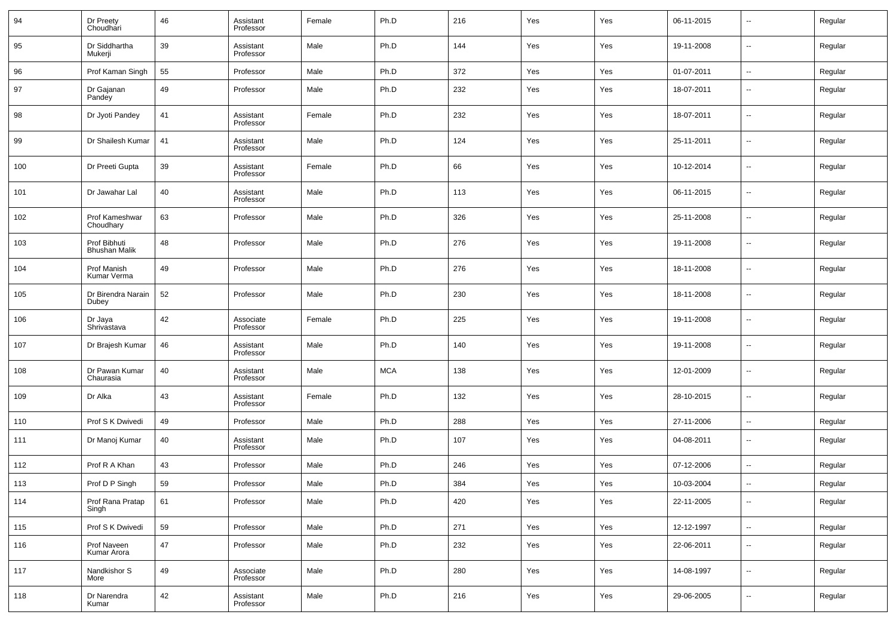| | | | | | | | | | | | |
|---|---|---|---|---|---|---|---|---|---|---|---|
| 94 | Dr Preety Choudhari | 46 | Assistant Professor | Female | Ph.D | 216 | Yes | Yes | 06-11-2015 | -- | Regular |
| 95 | Dr Siddhartha Mukerji | 39 | Assistant Professor | Male | Ph.D | 144 | Yes | Yes | 19-11-2008 | -- | Regular |
| 96 | Prof Kaman Singh | 55 | Professor | Male | Ph.D | 372 | Yes | Yes | 01-07-2011 | -- | Regular |
| 97 | Dr Gajanan Pandey | 49 | Professor | Male | Ph.D | 232 | Yes | Yes | 18-07-2011 | -- | Regular |
| 98 | Dr Jyoti Pandey | 41 | Assistant Professor | Female | Ph.D | 232 | Yes | Yes | 18-07-2011 | -- | Regular |
| 99 | Dr Shailesh Kumar | 41 | Assistant Professor | Male | Ph.D | 124 | Yes | Yes | 25-11-2011 | -- | Regular |
| 100 | Dr Preeti Gupta | 39 | Assistant Professor | Female | Ph.D | 66 | Yes | Yes | 10-12-2014 | -- | Regular |
| 101 | Dr Jawahar Lal | 40 | Assistant Professor | Male | Ph.D | 113 | Yes | Yes | 06-11-2015 | -- | Regular |
| 102 | Prof Kameshwar Choudhary | 63 | Professor | Male | Ph.D | 326 | Yes | Yes | 25-11-2008 | -- | Regular |
| 103 | Prof Bibhuti Bhushan Malik | 48 | Professor | Male | Ph.D | 276 | Yes | Yes | 19-11-2008 | -- | Regular |
| 104 | Prof Manish Kumar Verma | 49 | Professor | Male | Ph.D | 276 | Yes | Yes | 18-11-2008 | -- | Regular |
| 105 | Dr Birendra Narain Dubey | 52 | Professor | Male | Ph.D | 230 | Yes | Yes | 18-11-2008 | -- | Regular |
| 106 | Dr Jaya Shrivastava | 42 | Associate Professor | Female | Ph.D | 225 | Yes | Yes | 19-11-2008 | -- | Regular |
| 107 | Dr Brajesh Kumar | 46 | Assistant Professor | Male | Ph.D | 140 | Yes | Yes | 19-11-2008 | -- | Regular |
| 108 | Dr Pawan Kumar Chaurasia | 40 | Assistant Professor | Male | MCA | 138 | Yes | Yes | 12-01-2009 | -- | Regular |
| 109 | Dr Alka | 43 | Assistant Professor | Female | Ph.D | 132 | Yes | Yes | 28-10-2015 | -- | Regular |
| 110 | Prof S K Dwivedi | 49 | Professor | Male | Ph.D | 288 | Yes | Yes | 27-11-2006 | -- | Regular |
| 111 | Dr Manoj Kumar | 40 | Assistant Professor | Male | Ph.D | 107 | Yes | Yes | 04-08-2011 | -- | Regular |
| 112 | Prof R A Khan | 43 | Professor | Male | Ph.D | 246 | Yes | Yes | 07-12-2006 | -- | Regular |
| 113 | Prof D P Singh | 59 | Professor | Male | Ph.D | 384 | Yes | Yes | 10-03-2004 | -- | Regular |
| 114 | Prof Rana Pratap Singh | 61 | Professor | Male | Ph.D | 420 | Yes | Yes | 22-11-2005 | -- | Regular |
| 115 | Prof S K Dwivedi | 59 | Professor | Male | Ph.D | 271 | Yes | Yes | 12-12-1997 | -- | Regular |
| 116 | Prof Naveen Kumar Arora | 47 | Professor | Male | Ph.D | 232 | Yes | Yes | 22-06-2011 | -- | Regular |
| 117 | Nandkishor S More | 49 | Associate Professor | Male | Ph.D | 280 | Yes | Yes | 14-08-1997 | -- | Regular |
| 118 | Dr Narendra Kumar | 42 | Assistant Professor | Male | Ph.D | 216 | Yes | Yes | 29-06-2005 | -- | Regular |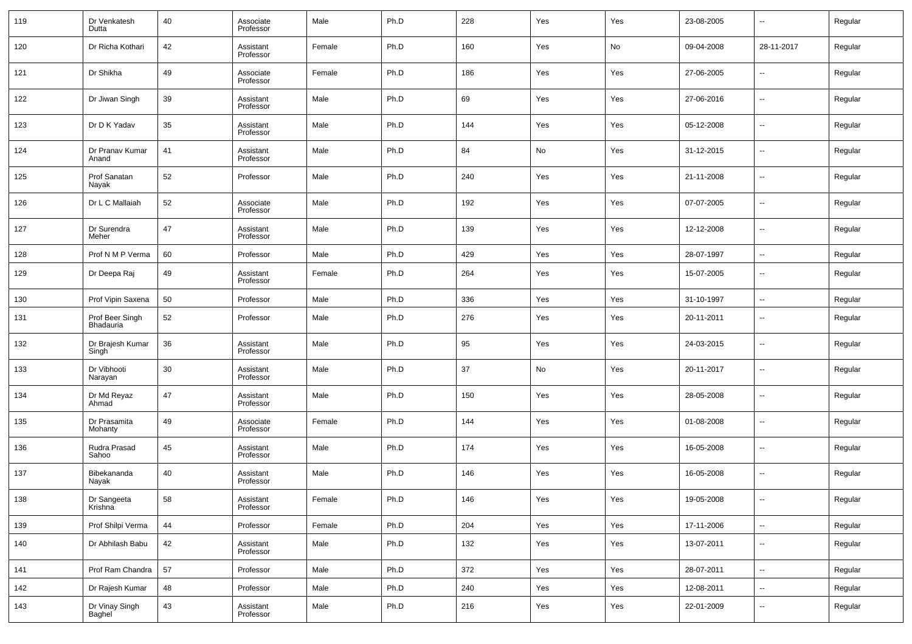| | | | | | | | | | | | |
|---|---|---|---|---|---|---|---|---|---|---|---|
| 119 | Dr Venkatesh Dutta | 40 | Associate Professor | Male | Ph.D | 228 | Yes | Yes | 23-08-2005 | -- | Regular |
| 120 | Dr Richa Kothari | 42 | Assistant Professor | Female | Ph.D | 160 | Yes | No | 09-04-2008 | 28-11-2017 | Regular |
| 121 | Dr Shikha | 49 | Associate Professor | Female | Ph.D | 186 | Yes | Yes | 27-06-2005 | -- | Regular |
| 122 | Dr Jiwan Singh | 39 | Assistant Professor | Male | Ph.D | 69 | Yes | Yes | 27-06-2016 | -- | Regular |
| 123 | Dr D K Yadav | 35 | Assistant Professor | Male | Ph.D | 144 | Yes | Yes | 05-12-2008 | -- | Regular |
| 124 | Dr Pranav Kumar Anand | 41 | Assistant Professor | Male | Ph.D | 84 | No | Yes | 31-12-2015 | -- | Regular |
| 125 | Prof Sanatan Nayak | 52 | Professor | Male | Ph.D | 240 | Yes | Yes | 21-11-2008 | -- | Regular |
| 126 | Dr L C Mallaiah | 52 | Associate Professor | Male | Ph.D | 192 | Yes | Yes | 07-07-2005 | -- | Regular |
| 127 | Dr Surendra Meher | 47 | Assistant Professor | Male | Ph.D | 139 | Yes | Yes | 12-12-2008 | -- | Regular |
| 128 | Prof N M P Verma | 60 | Professor | Male | Ph.D | 429 | Yes | Yes | 28-07-1997 | -- | Regular |
| 129 | Dr Deepa Raj | 49 | Assistant Professor | Female | Ph.D | 264 | Yes | Yes | 15-07-2005 | -- | Regular |
| 130 | Prof Vipin Saxena | 50 | Professor | Male | Ph.D | 336 | Yes | Yes | 31-10-1997 | -- | Regular |
| 131 | Prof Beer Singh Bhadauria | 52 | Professor | Male | Ph.D | 276 | Yes | Yes | 20-11-2011 | -- | Regular |
| 132 | Dr Brajesh Kumar Singh | 36 | Assistant Professor | Male | Ph.D | 95 | Yes | Yes | 24-03-2015 | -- | Regular |
| 133 | Dr Vibhooti Narayan | 30 | Assistant Professor | Male | Ph.D | 37 | No | Yes | 20-11-2017 | -- | Regular |
| 134 | Dr Md Reyaz Ahmad | 47 | Assistant Professor | Male | Ph.D | 150 | Yes | Yes | 28-05-2008 | -- | Regular |
| 135 | Dr Prasamita Mohanty | 49 | Associate Professor | Female | Ph.D | 144 | Yes | Yes | 01-08-2008 | -- | Regular |
| 136 | Rudra Prasad Sahoo | 45 | Assistant Professor | Male | Ph.D | 174 | Yes | Yes | 16-05-2008 | -- | Regular |
| 137 | Bibekananda Nayak | 40 | Assistant Professor | Male | Ph.D | 146 | Yes | Yes | 16-05-2008 | -- | Regular |
| 138 | Dr Sangeeta Krishna | 58 | Assistant Professor | Female | Ph.D | 146 | Yes | Yes | 19-05-2008 | -- | Regular |
| 139 | Prof Shilpi Verma | 44 | Professor | Female | Ph.D | 204 | Yes | Yes | 17-11-2006 | -- | Regular |
| 140 | Dr Abhilash Babu | 42 | Assistant Professor | Male | Ph.D | 132 | Yes | Yes | 13-07-2011 | -- | Regular |
| 141 | Prof Ram Chandra | 57 | Professor | Male | Ph.D | 372 | Yes | Yes | 28-07-2011 | -- | Regular |
| 142 | Dr Rajesh Kumar | 48 | Professor | Male | Ph.D | 240 | Yes | Yes | 12-08-2011 | -- | Regular |
| 143 | Dr Vinay Singh Baghel | 43 | Assistant Professor | Male | Ph.D | 216 | Yes | Yes | 22-01-2009 | -- | Regular |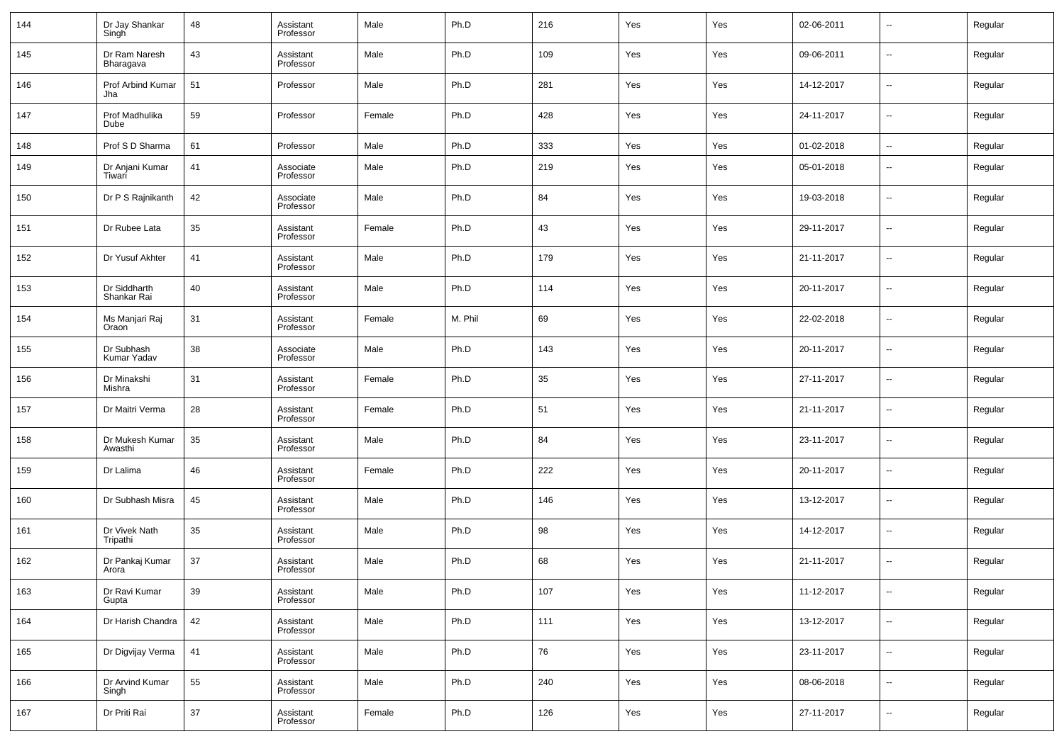| 144 | Dr Jay Shankar Singh | 48 | Assistant Professor | Male | Ph.D | 216 | Yes | Yes | 02-06-2011 | -- | Regular |
|---|---|---|---|---|---|---|---|---|---|---|---|
| 145 | Dr Ram Naresh Bharagava | 43 | Assistant Professor | Male | Ph.D | 109 | Yes | Yes | 09-06-2011 | -- | Regular |
| 146 | Prof Arbind Kumar Jha | 51 | Professor | Male | Ph.D | 281 | Yes | Yes | 14-12-2017 | -- | Regular |
| 147 | Prof Madhulika Dube | 59 | Professor | Female | Ph.D | 428 | Yes | Yes | 24-11-2017 | -- | Regular |
| 148 | Prof S D Sharma | 61 | Professor | Male | Ph.D | 333 | Yes | Yes | 01-02-2018 | -- | Regular |
| 149 | Dr Anjani Kumar Tiwari | 41 | Associate Professor | Male | Ph.D | 219 | Yes | Yes | 05-01-2018 | -- | Regular |
| 150 | Dr P S Rajnikanth | 42 | Associate Professor | Male | Ph.D | 84 | Yes | Yes | 19-03-2018 | -- | Regular |
| 151 | Dr Rubee Lata | 35 | Assistant Professor | Female | Ph.D | 43 | Yes | Yes | 29-11-2017 | -- | Regular |
| 152 | Dr Yusuf Akhter | 41 | Assistant Professor | Male | Ph.D | 179 | Yes | Yes | 21-11-2017 | -- | Regular |
| 153 | Dr Siddharth Shankar Rai | 40 | Assistant Professor | Male | Ph.D | 114 | Yes | Yes | 20-11-2017 | -- | Regular |
| 154 | Ms Manjari Raj Oraon | 31 | Assistant Professor | Female | M. Phil | 69 | Yes | Yes | 22-02-2018 | -- | Regular |
| 155 | Dr Subhash Kumar Yadav | 38 | Associate Professor | Male | Ph.D | 143 | Yes | Yes | 20-11-2017 | -- | Regular |
| 156 | Dr Minakshi Mishra | 31 | Assistant Professor | Female | Ph.D | 35 | Yes | Yes | 27-11-2017 | -- | Regular |
| 157 | Dr Maitri Verma | 28 | Assistant Professor | Female | Ph.D | 51 | Yes | Yes | 21-11-2017 | -- | Regular |
| 158 | Dr Mukesh Kumar Awasthi | 35 | Assistant Professor | Male | Ph.D | 84 | Yes | Yes | 23-11-2017 | -- | Regular |
| 159 | Dr Lalima | 46 | Assistant Professor | Female | Ph.D | 222 | Yes | Yes | 20-11-2017 | -- | Regular |
| 160 | Dr Subhash Misra | 45 | Assistant Professor | Male | Ph.D | 146 | Yes | Yes | 13-12-2017 | -- | Regular |
| 161 | Dr Vivek Nath Tripathi | 35 | Assistant Professor | Male | Ph.D | 98 | Yes | Yes | 14-12-2017 | -- | Regular |
| 162 | Dr Pankaj Kumar Arora | 37 | Assistant Professor | Male | Ph.D | 68 | Yes | Yes | 21-11-2017 | -- | Regular |
| 163 | Dr Ravi Kumar Gupta | 39 | Assistant Professor | Male | Ph.D | 107 | Yes | Yes | 11-12-2017 | -- | Regular |
| 164 | Dr Harish Chandra | 42 | Assistant Professor | Male | Ph.D | 111 | Yes | Yes | 13-12-2017 | -- | Regular |
| 165 | Dr Digvijay Verma | 41 | Assistant Professor | Male | Ph.D | 76 | Yes | Yes | 23-11-2017 | -- | Regular |
| 166 | Dr Arvind Kumar Singh | 55 | Assistant Professor | Male | Ph.D | 240 | Yes | Yes | 08-06-2018 | -- | Regular |
| 167 | Dr Priti Rai | 37 | Assistant Professor | Female | Ph.D | 126 | Yes | Yes | 27-11-2017 | -- | Regular |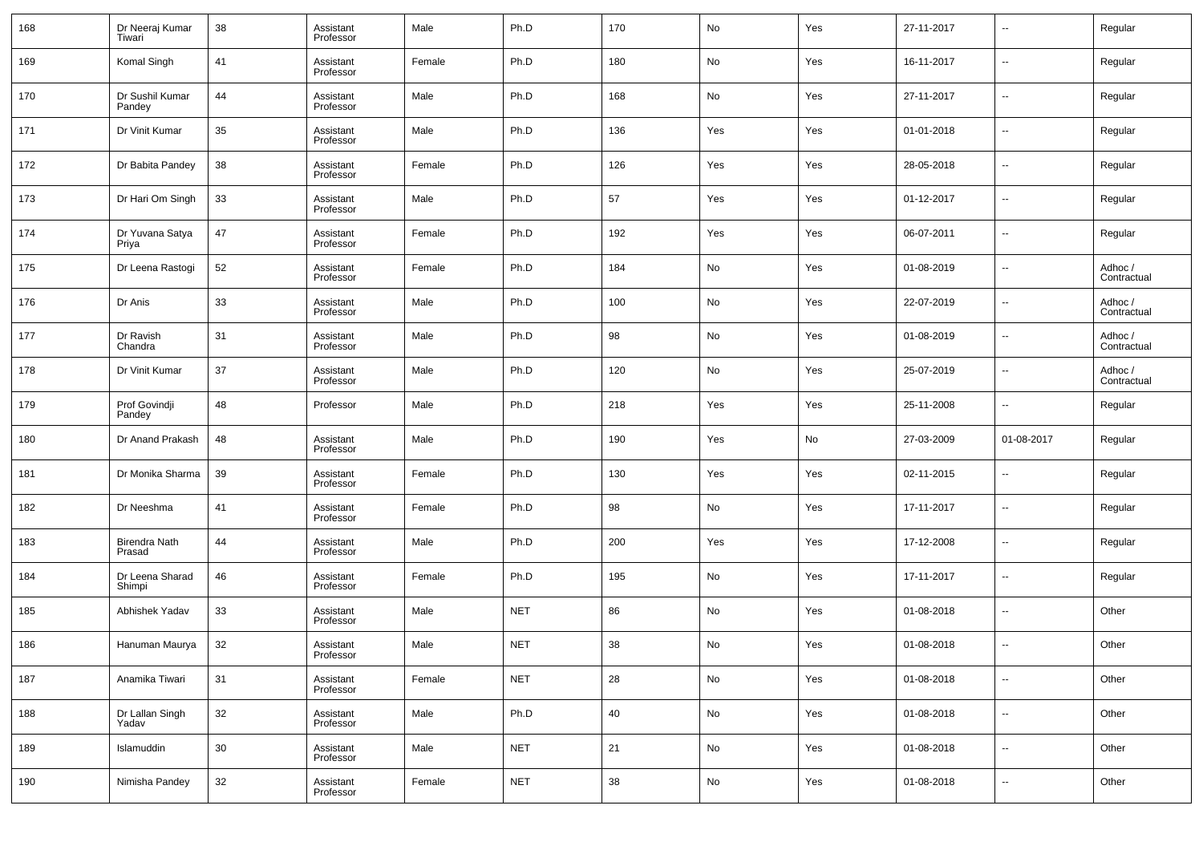| 168 | Dr Neeraj Kumar Tiwari | 38 | Assistant Professor | Male | Ph.D | 170 | No | Yes | 27-11-2017 | -- | Regular |
|---|---|---|---|---|---|---|---|---|---|---|---|
| 169 | Komal Singh | 41 | Assistant Professor | Female | Ph.D | 180 | No | Yes | 16-11-2017 | -- | Regular |
| 170 | Dr Sushil Kumar Pandey | 44 | Assistant Professor | Male | Ph.D | 168 | No | Yes | 27-11-2017 | -- | Regular |
| 171 | Dr Vinit Kumar | 35 | Assistant Professor | Male | Ph.D | 136 | Yes | Yes | 01-01-2018 | -- | Regular |
| 172 | Dr Babita Pandey | 38 | Assistant Professor | Female | Ph.D | 126 | Yes | Yes | 28-05-2018 | -- | Regular |
| 173 | Dr Hari Om Singh | 33 | Assistant Professor | Male | Ph.D | 57 | Yes | Yes | 01-12-2017 | -- | Regular |
| 174 | Dr Yuvana Satya Priya | 47 | Assistant Professor | Female | Ph.D | 192 | Yes | Yes | 06-07-2011 | -- | Regular |
| 175 | Dr Leena Rastogi | 52 | Assistant Professor | Female | Ph.D | 184 | No | Yes | 01-08-2019 | -- | Adhoc / Contractual |
| 176 | Dr Anis | 33 | Assistant Professor | Male | Ph.D | 100 | No | Yes | 22-07-2019 | -- | Adhoc / Contractual |
| 177 | Dr Ravish Chandra | 31 | Assistant Professor | Male | Ph.D | 98 | No | Yes | 01-08-2019 | -- | Adhoc / Contractual |
| 178 | Dr Vinit Kumar | 37 | Assistant Professor | Male | Ph.D | 120 | No | Yes | 25-07-2019 | -- | Adhoc / Contractual |
| 179 | Prof Govindji Pandey | 48 | Professor | Male | Ph.D | 218 | Yes | Yes | 25-11-2008 | -- | Regular |
| 180 | Dr Anand Prakash | 48 | Assistant Professor | Male | Ph.D | 190 | Yes | No | 27-03-2009 | 01-08-2017 | Regular |
| 181 | Dr Monika Sharma | 39 | Assistant Professor | Female | Ph.D | 130 | Yes | Yes | 02-11-2015 | -- | Regular |
| 182 | Dr Neeshma | 41 | Assistant Professor | Female | Ph.D | 98 | No | Yes | 17-11-2017 | -- | Regular |
| 183 | Birendra Nath Prasad | 44 | Assistant Professor | Male | Ph.D | 200 | Yes | Yes | 17-12-2008 | -- | Regular |
| 184 | Dr Leena Sharad Shimpi | 46 | Assistant Professor | Female | Ph.D | 195 | No | Yes | 17-11-2017 | -- | Regular |
| 185 | Abhishek Yadav | 33 | Assistant Professor | Male | NET | 86 | No | Yes | 01-08-2018 | -- | Other |
| 186 | Hanuman Maurya | 32 | Assistant Professor | Male | NET | 38 | No | Yes | 01-08-2018 | -- | Other |
| 187 | Anamika Tiwari | 31 | Assistant Professor | Female | NET | 28 | No | Yes | 01-08-2018 | -- | Other |
| 188 | Dr Lallan Singh Yadav | 32 | Assistant Professor | Male | Ph.D | 40 | No | Yes | 01-08-2018 | -- | Other |
| 189 | Islamuddin | 30 | Assistant Professor | Male | NET | 21 | No | Yes | 01-08-2018 | -- | Other |
| 190 | Nimisha Pandey | 32 | Assistant Professor | Female | NET | 38 | No | Yes | 01-08-2018 | -- | Other |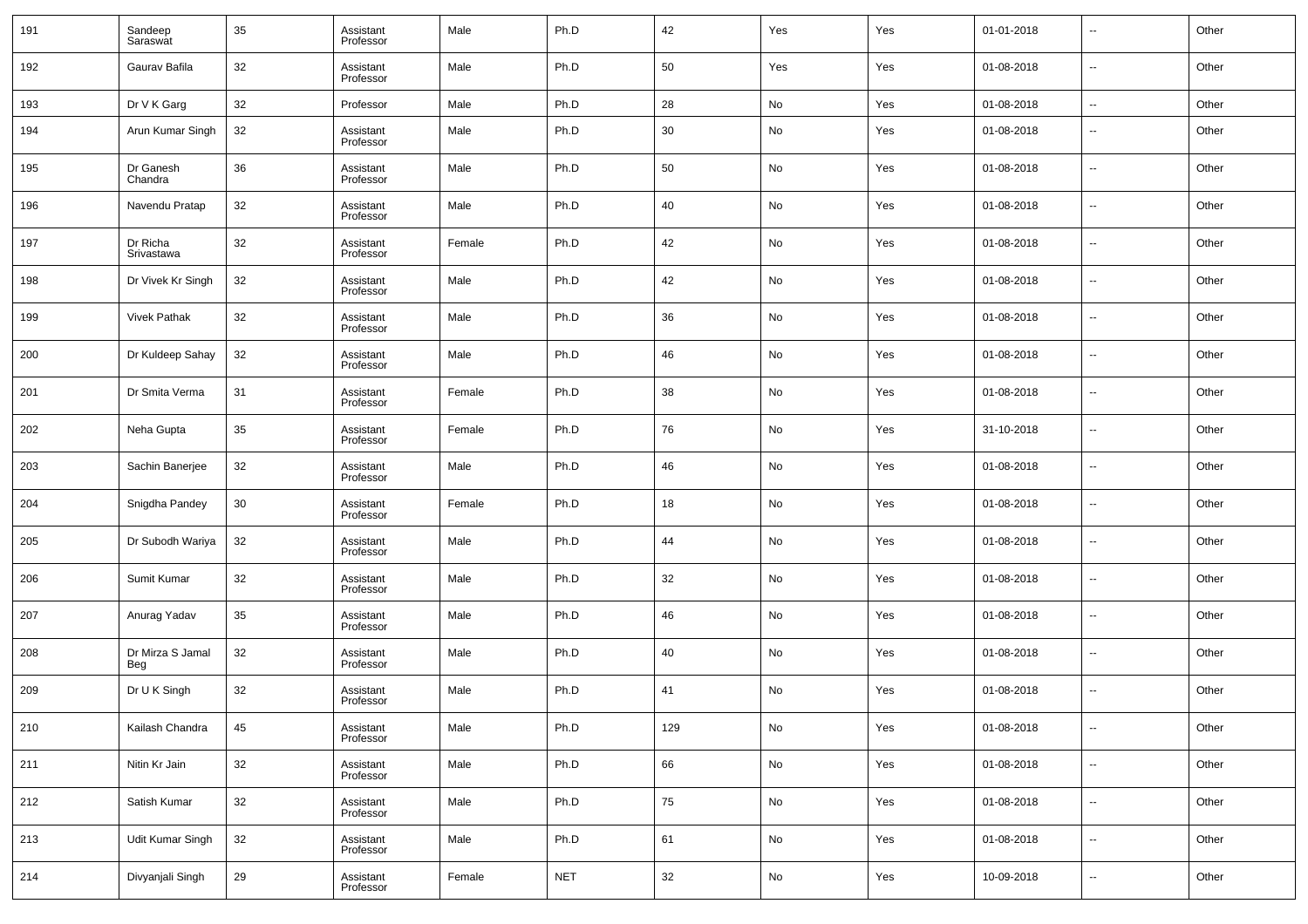| | | | | | | | | | | | |
|---|---|---|---|---|---|---|---|---|---|---|---|
| 191 | Sandeep Saraswat | 35 | Assistant Professor | Male | Ph.D | 42 | Yes | Yes | 01-01-2018 | -- | Other |
| 192 | Gaurav Bafila | 32 | Assistant Professor | Male | Ph.D | 50 | Yes | Yes | 01-08-2018 | -- | Other |
| 193 | Dr V K Garg | 32 | Professor | Male | Ph.D | 28 | No | Yes | 01-08-2018 | -- | Other |
| 194 | Arun Kumar Singh | 32 | Assistant Professor | Male | Ph.D | 30 | No | Yes | 01-08-2018 | -- | Other |
| 195 | Dr Ganesh Chandra | 36 | Assistant Professor | Male | Ph.D | 50 | No | Yes | 01-08-2018 | -- | Other |
| 196 | Navendu Pratap | 32 | Assistant Professor | Male | Ph.D | 40 | No | Yes | 01-08-2018 | -- | Other |
| 197 | Dr Richa Srivastawa | 32 | Assistant Professor | Female | Ph.D | 42 | No | Yes | 01-08-2018 | -- | Other |
| 198 | Dr Vivek Kr Singh | 32 | Assistant Professor | Male | Ph.D | 42 | No | Yes | 01-08-2018 | -- | Other |
| 199 | Vivek Pathak | 32 | Assistant Professor | Male | Ph.D | 36 | No | Yes | 01-08-2018 | -- | Other |
| 200 | Dr Kuldeep Sahay | 32 | Assistant Professor | Male | Ph.D | 46 | No | Yes | 01-08-2018 | -- | Other |
| 201 | Dr Smita Verma | 31 | Assistant Professor | Female | Ph.D | 38 | No | Yes | 01-08-2018 | -- | Other |
| 202 | Neha Gupta | 35 | Assistant Professor | Female | Ph.D | 76 | No | Yes | 31-10-2018 | -- | Other |
| 203 | Sachin Banerjee | 32 | Assistant Professor | Male | Ph.D | 46 | No | Yes | 01-08-2018 | -- | Other |
| 204 | Snigdha Pandey | 30 | Assistant Professor | Female | Ph.D | 18 | No | Yes | 01-08-2018 | -- | Other |
| 205 | Dr Subodh Wariya | 32 | Assistant Professor | Male | Ph.D | 44 | No | Yes | 01-08-2018 | -- | Other |
| 206 | Sumit Kumar | 32 | Assistant Professor | Male | Ph.D | 32 | No | Yes | 01-08-2018 | -- | Other |
| 207 | Anurag Yadav | 35 | Assistant Professor | Male | Ph.D | 46 | No | Yes | 01-08-2018 | -- | Other |
| 208 | Dr Mirza S Jamal Beg | 32 | Assistant Professor | Male | Ph.D | 40 | No | Yes | 01-08-2018 | -- | Other |
| 209 | Dr U K Singh | 32 | Assistant Professor | Male | Ph.D | 41 | No | Yes | 01-08-2018 | -- | Other |
| 210 | Kailash Chandra | 45 | Assistant Professor | Male | Ph.D | 129 | No | Yes | 01-08-2018 | -- | Other |
| 211 | Nitin Kr Jain | 32 | Assistant Professor | Male | Ph.D | 66 | No | Yes | 01-08-2018 | -- | Other |
| 212 | Satish Kumar | 32 | Assistant Professor | Male | Ph.D | 75 | No | Yes | 01-08-2018 | -- | Other |
| 213 | Udit Kumar Singh | 32 | Assistant Professor | Male | Ph.D | 61 | No | Yes | 01-08-2018 | -- | Other |
| 214 | Divyanjali Singh | 29 | Assistant Professor | Female | NET | 32 | No | Yes | 10-09-2018 | -- | Other |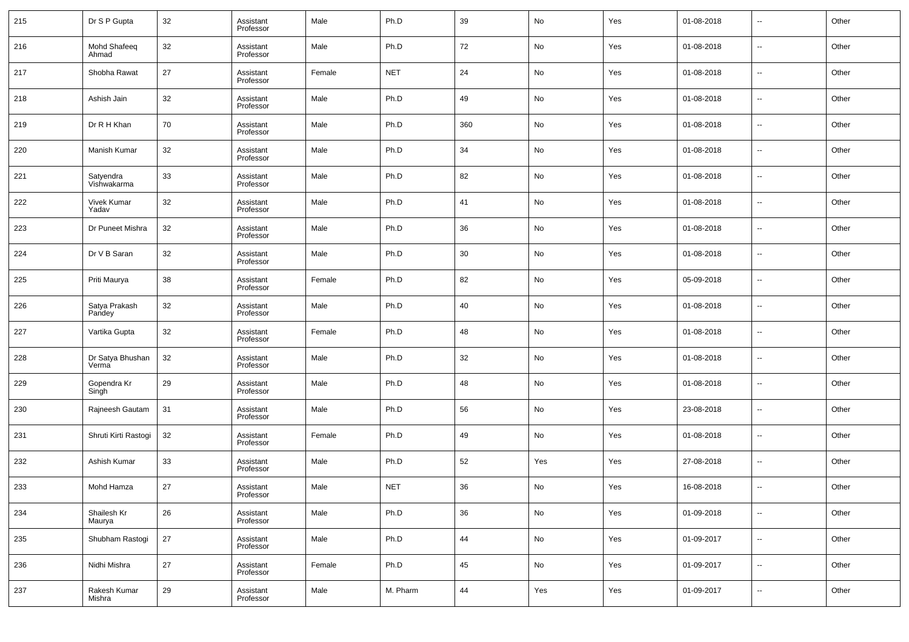| 215 | Dr S P Gupta | 32 | Assistant Professor | Male | Ph.D | 39 | No | Yes | 01-08-2018 | -- | Other |
|---|---|---|---|---|---|---|---|---|---|---|---|
| 216 | Mohd Shafeeq Ahmad | 32 | Assistant Professor | Male | Ph.D | 72 | No | Yes | 01-08-2018 | -- | Other |
| 217 | Shobha Rawat | 27 | Assistant Professor | Female | NET | 24 | No | Yes | 01-08-2018 | -- | Other |
| 218 | Ashish Jain | 32 | Assistant Professor | Male | Ph.D | 49 | No | Yes | 01-08-2018 | -- | Other |
| 219 | Dr R H Khan | 70 | Assistant Professor | Male | Ph.D | 360 | No | Yes | 01-08-2018 | -- | Other |
| 220 | Manish Kumar | 32 | Assistant Professor | Male | Ph.D | 34 | No | Yes | 01-08-2018 | -- | Other |
| 221 | Satyendra Vishwakarma | 33 | Assistant Professor | Male | Ph.D | 82 | No | Yes | 01-08-2018 | -- | Other |
| 222 | Vivek Kumar Yadav | 32 | Assistant Professor | Male | Ph.D | 41 | No | Yes | 01-08-2018 | -- | Other |
| 223 | Dr Puneet Mishra | 32 | Assistant Professor | Male | Ph.D | 36 | No | Yes | 01-08-2018 | -- | Other |
| 224 | Dr V B Saran | 32 | Assistant Professor | Male | Ph.D | 30 | No | Yes | 01-08-2018 | -- | Other |
| 225 | Priti Maurya | 38 | Assistant Professor | Female | Ph.D | 82 | No | Yes | 05-09-2018 | -- | Other |
| 226 | Satya Prakash Pandey | 32 | Assistant Professor | Male | Ph.D | 40 | No | Yes | 01-08-2018 | -- | Other |
| 227 | Vartika Gupta | 32 | Assistant Professor | Female | Ph.D | 48 | No | Yes | 01-08-2018 | -- | Other |
| 228 | Dr Satya Bhushan Verma | 32 | Assistant Professor | Male | Ph.D | 32 | No | Yes | 01-08-2018 | -- | Other |
| 229 | Gopendra Kr Singh | 29 | Assistant Professor | Male | Ph.D | 48 | No | Yes | 01-08-2018 | -- | Other |
| 230 | Rajneesh Gautam | 31 | Assistant Professor | Male | Ph.D | 56 | No | Yes | 23-08-2018 | -- | Other |
| 231 | Shruti Kirti Rastogi | 32 | Assistant Professor | Female | Ph.D | 49 | No | Yes | 01-08-2018 | -- | Other |
| 232 | Ashish Kumar | 33 | Assistant Professor | Male | Ph.D | 52 | Yes | Yes | 27-08-2018 | -- | Other |
| 233 | Mohd Hamza | 27 | Assistant Professor | Male | NET | 36 | No | Yes | 16-08-2018 | -- | Other |
| 234 | Shailesh Kr Maurya | 26 | Assistant Professor | Male | Ph.D | 36 | No | Yes | 01-09-2018 | -- | Other |
| 235 | Shubham Rastogi | 27 | Assistant Professor | Male | Ph.D | 44 | No | Yes | 01-09-2017 | -- | Other |
| 236 | Nidhi Mishra | 27 | Assistant Professor | Female | Ph.D | 45 | No | Yes | 01-09-2017 | -- | Other |
| 237 | Rakesh Kumar Mishra | 29 | Assistant Professor | Male | M. Pharm | 44 | Yes | Yes | 01-09-2017 | -- | Other |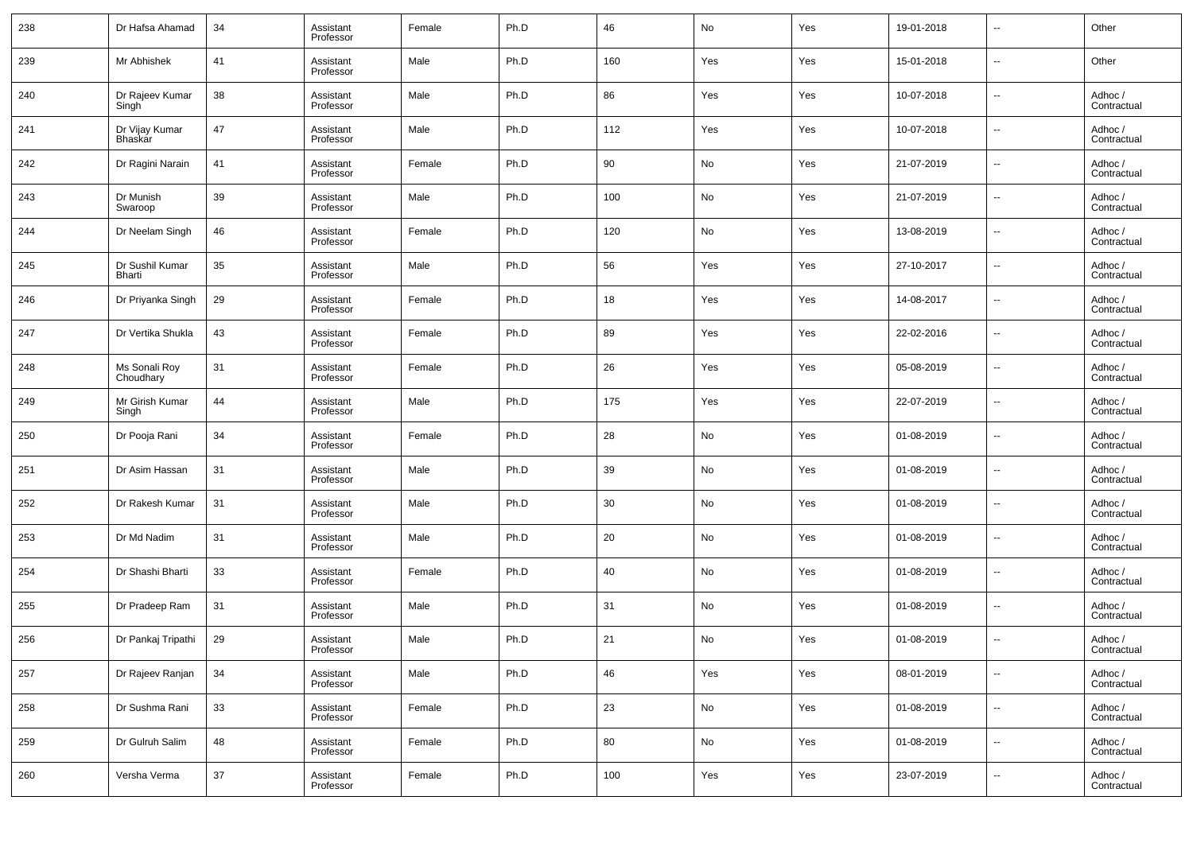| | | | | | | | | | | | |
|---|---|---|---|---|---|---|---|---|---|---|---|
| 238 | Dr Hafsa Ahamad | 34 | Assistant Professor | Female | Ph.D | 46 | No | Yes | 19-01-2018 | -- | Other |
| 239 | Mr Abhishek | 41 | Assistant Professor | Male | Ph.D | 160 | Yes | Yes | 15-01-2018 | -- | Other |
| 240 | Dr Rajeev Kumar Singh | 38 | Assistant Professor | Male | Ph.D | 86 | Yes | Yes | 10-07-2018 | -- | Adhoc / Contractual |
| 241 | Dr Vijay Kumar Bhaskar | 47 | Assistant Professor | Male | Ph.D | 112 | Yes | Yes | 10-07-2018 | -- | Adhoc / Contractual |
| 242 | Dr Ragini Narain | 41 | Assistant Professor | Female | Ph.D | 90 | No | Yes | 21-07-2019 | -- | Adhoc / Contractual |
| 243 | Dr Munish Swaroop | 39 | Assistant Professor | Male | Ph.D | 100 | No | Yes | 21-07-2019 | -- | Adhoc / Contractual |
| 244 | Dr Neelam Singh | 46 | Assistant Professor | Female | Ph.D | 120 | No | Yes | 13-08-2019 | -- | Adhoc / Contractual |
| 245 | Dr Sushil Kumar Bharti | 35 | Assistant Professor | Male | Ph.D | 56 | Yes | Yes | 27-10-2017 | -- | Adhoc / Contractual |
| 246 | Dr Priyanka Singh | 29 | Assistant Professor | Female | Ph.D | 18 | Yes | Yes | 14-08-2017 | -- | Adhoc / Contractual |
| 247 | Dr Vertika Shukla | 43 | Assistant Professor | Female | Ph.D | 89 | Yes | Yes | 22-02-2016 | -- | Adhoc / Contractual |
| 248 | Ms Sonali Roy Choudhary | 31 | Assistant Professor | Female | Ph.D | 26 | Yes | Yes | 05-08-2019 | -- | Adhoc / Contractual |
| 249 | Mr Girish Kumar Singh | 44 | Assistant Professor | Male | Ph.D | 175 | Yes | Yes | 22-07-2019 | -- | Adhoc / Contractual |
| 250 | Dr Pooja Rani | 34 | Assistant Professor | Female | Ph.D | 28 | No | Yes | 01-08-2019 | -- | Adhoc / Contractual |
| 251 | Dr Asim Hassan | 31 | Assistant Professor | Male | Ph.D | 39 | No | Yes | 01-08-2019 | -- | Adhoc / Contractual |
| 252 | Dr Rakesh Kumar | 31 | Assistant Professor | Male | Ph.D | 30 | No | Yes | 01-08-2019 | -- | Adhoc / Contractual |
| 253 | Dr Md Nadim | 31 | Assistant Professor | Male | Ph.D | 20 | No | Yes | 01-08-2019 | -- | Adhoc / Contractual |
| 254 | Dr Shashi Bharti | 33 | Assistant Professor | Female | Ph.D | 40 | No | Yes | 01-08-2019 | -- | Adhoc / Contractual |
| 255 | Dr Pradeep Ram | 31 | Assistant Professor | Male | Ph.D | 31 | No | Yes | 01-08-2019 | -- | Adhoc / Contractual |
| 256 | Dr Pankaj Tripathi | 29 | Assistant Professor | Male | Ph.D | 21 | No | Yes | 01-08-2019 | -- | Adhoc / Contractual |
| 257 | Dr Rajeev Ranjan | 34 | Assistant Professor | Male | Ph.D | 46 | Yes | Yes | 08-01-2019 | -- | Adhoc / Contractual |
| 258 | Dr Sushma Rani | 33 | Assistant Professor | Female | Ph.D | 23 | No | Yes | 01-08-2019 | -- | Adhoc / Contractual |
| 259 | Dr Gulruh Salim | 48 | Assistant Professor | Female | Ph.D | 80 | No | Yes | 01-08-2019 | -- | Adhoc / Contractual |
| 260 | Versha Verma | 37 | Assistant Professor | Female | Ph.D | 100 | Yes | Yes | 23-07-2019 | -- | Adhoc / Contractual |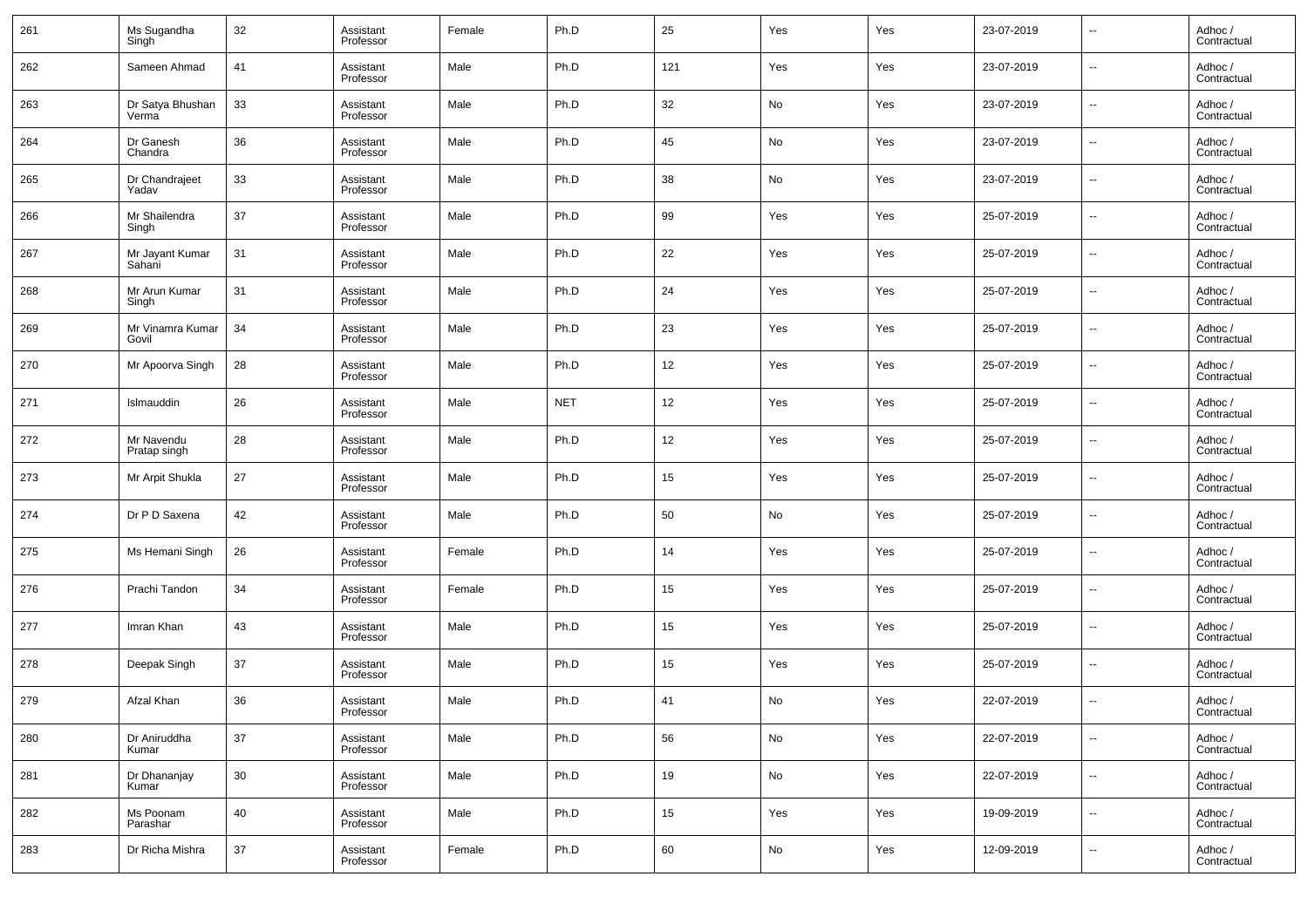| | | | | | | | | | | | |
|---|---|---|---|---|---|---|---|---|---|---|---|
| 261 | Ms Sugandha Singh | 32 | Assistant Professor | Female | Ph.D | 25 | Yes | Yes | 23-07-2019 | -- | Adhoc / Contractual |
| 262 | Sameen Ahmad | 41 | Assistant Professor | Male | Ph.D | 121 | Yes | Yes | 23-07-2019 | -- | Adhoc / Contractual |
| 263 | Dr Satya Bhushan Verma | 33 | Assistant Professor | Male | Ph.D | 32 | No | Yes | 23-07-2019 | -- | Adhoc / Contractual |
| 264 | Dr Ganesh Chandra | 36 | Assistant Professor | Male | Ph.D | 45 | No | Yes | 23-07-2019 | -- | Adhoc / Contractual |
| 265 | Dr Chandrajeet Yadav | 33 | Assistant Professor | Male | Ph.D | 38 | No | Yes | 23-07-2019 | -- | Adhoc / Contractual |
| 266 | Mr Shailendra Singh | 37 | Assistant Professor | Male | Ph.D | 99 | Yes | Yes | 25-07-2019 | -- | Adhoc / Contractual |
| 267 | Mr Jayant Kumar Sahani | 31 | Assistant Professor | Male | Ph.D | 22 | Yes | Yes | 25-07-2019 | -- | Adhoc / Contractual |
| 268 | Mr Arun Kumar Singh | 31 | Assistant Professor | Male | Ph.D | 24 | Yes | Yes | 25-07-2019 | -- | Adhoc / Contractual |
| 269 | Mr Vinamra Kumar Govil | 34 | Assistant Professor | Male | Ph.D | 23 | Yes | Yes | 25-07-2019 | -- | Adhoc / Contractual |
| 270 | Mr Apoorva Singh | 28 | Assistant Professor | Male | Ph.D | 12 | Yes | Yes | 25-07-2019 | -- | Adhoc / Contractual |
| 271 | Islmauddin | 26 | Assistant Professor | Male | NET | 12 | Yes | Yes | 25-07-2019 | -- | Adhoc / Contractual |
| 272 | Mr Navendu Pratap singh | 28 | Assistant Professor | Male | Ph.D | 12 | Yes | Yes | 25-07-2019 | -- | Adhoc / Contractual |
| 273 | Mr Arpit Shukla | 27 | Assistant Professor | Male | Ph.D | 15 | Yes | Yes | 25-07-2019 | -- | Adhoc / Contractual |
| 274 | Dr P D Saxena | 42 | Assistant Professor | Male | Ph.D | 50 | No | Yes | 25-07-2019 | -- | Adhoc / Contractual |
| 275 | Ms Hemani Singh | 26 | Assistant Professor | Female | Ph.D | 14 | Yes | Yes | 25-07-2019 | -- | Adhoc / Contractual |
| 276 | Prachi Tandon | 34 | Assistant Professor | Female | Ph.D | 15 | Yes | Yes | 25-07-2019 | -- | Adhoc / Contractual |
| 277 | Imran Khan | 43 | Assistant Professor | Male | Ph.D | 15 | Yes | Yes | 25-07-2019 | -- | Adhoc / Contractual |
| 278 | Deepak Singh | 37 | Assistant Professor | Male | Ph.D | 15 | Yes | Yes | 25-07-2019 | -- | Adhoc / Contractual |
| 279 | Afzal Khan | 36 | Assistant Professor | Male | Ph.D | 41 | No | Yes | 22-07-2019 | -- | Adhoc / Contractual |
| 280 | Dr Aniruddha Kumar | 37 | Assistant Professor | Male | Ph.D | 56 | No | Yes | 22-07-2019 | -- | Adhoc / Contractual |
| 281 | Dr Dhananjay Kumar | 30 | Assistant Professor | Male | Ph.D | 19 | No | Yes | 22-07-2019 | -- | Adhoc / Contractual |
| 282 | Ms Poonam Parashar | 40 | Assistant Professor | Male | Ph.D | 15 | Yes | Yes | 19-09-2019 | -- | Adhoc / Contractual |
| 283 | Dr Richa Mishra | 37 | Assistant Professor | Female | Ph.D | 60 | No | Yes | 12-09-2019 | -- | Adhoc / Contractual |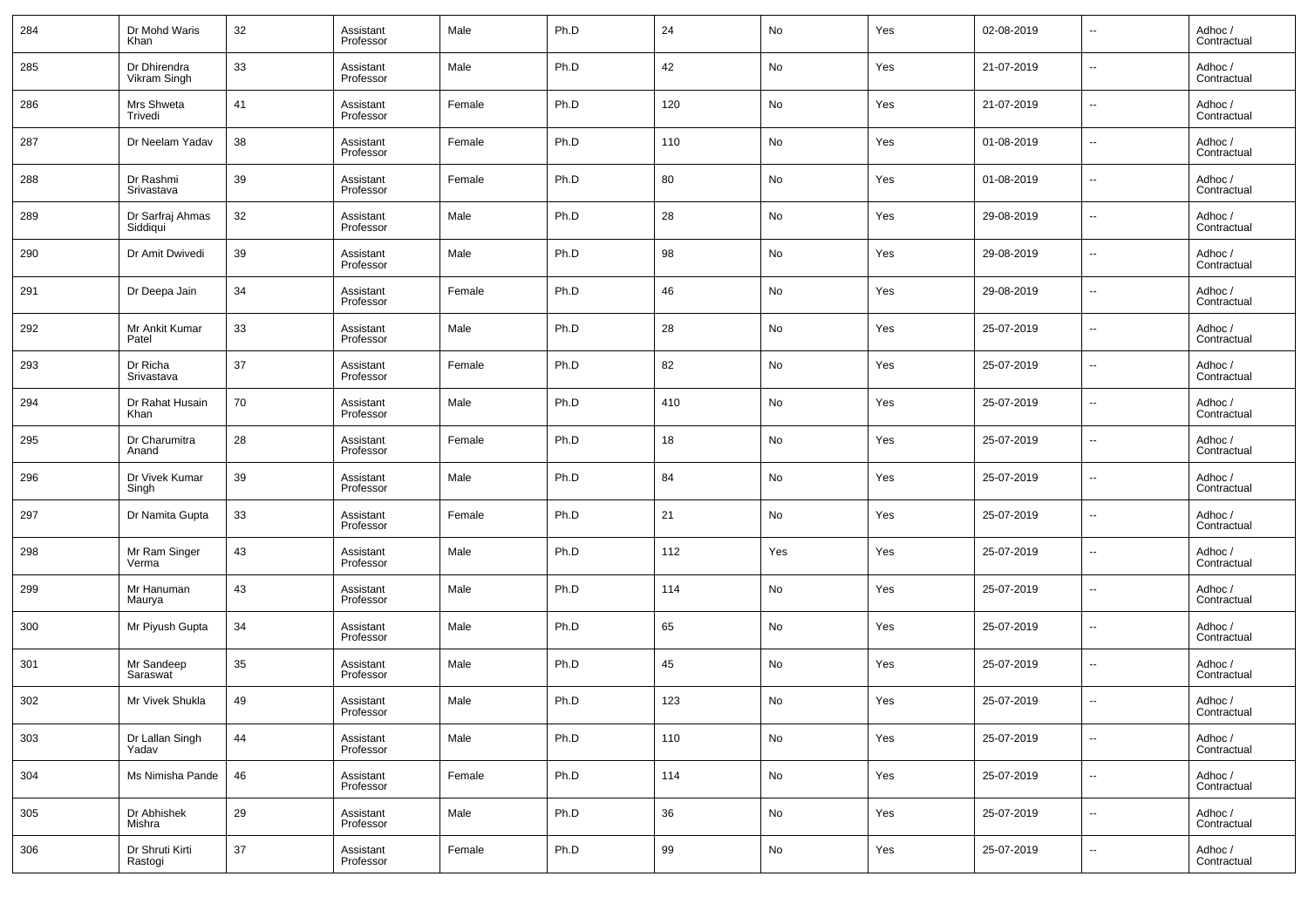| 284 | Dr Mohd Waris Khan | 32 | Assistant Professor | Male | Ph.D | 24 | No | Yes | 02-08-2019 | -- | Adhoc / Contractual |
|---|---|---|---|---|---|---|---|---|---|---|---|
| 285 | Dr Dhirendra Vikram Singh | 33 | Assistant Professor | Male | Ph.D | 42 | No | Yes | 21-07-2019 | -- | Adhoc / Contractual |
| 286 | Mrs Shweta Trivedi | 41 | Assistant Professor | Female | Ph.D | 120 | No | Yes | 21-07-2019 | -- | Adhoc / Contractual |
| 287 | Dr Neelam Yadav | 38 | Assistant Professor | Female | Ph.D | 110 | No | Yes | 01-08-2019 | -- | Adhoc / Contractual |
| 288 | Dr Rashmi Srivastava | 39 | Assistant Professor | Female | Ph.D | 80 | No | Yes | 01-08-2019 | -- | Adhoc / Contractual |
| 289 | Dr Sarfraj Ahmas Siddiqui | 32 | Assistant Professor | Male | Ph.D | 28 | No | Yes | 29-08-2019 | -- | Adhoc / Contractual |
| 290 | Dr Amit Dwivedi | 39 | Assistant Professor | Male | Ph.D | 98 | No | Yes | 29-08-2019 | -- | Adhoc / Contractual |
| 291 | Dr Deepa Jain | 34 | Assistant Professor | Female | Ph.D | 46 | No | Yes | 29-08-2019 | -- | Adhoc / Contractual |
| 292 | Mr Ankit Kumar Patel | 33 | Assistant Professor | Male | Ph.D | 28 | No | Yes | 25-07-2019 | -- | Adhoc / Contractual |
| 293 | Dr Richa Srivastava | 37 | Assistant Professor | Female | Ph.D | 82 | No | Yes | 25-07-2019 | -- | Adhoc / Contractual |
| 294 | Dr Rahat Husain Khan | 70 | Assistant Professor | Male | Ph.D | 410 | No | Yes | 25-07-2019 | -- | Adhoc / Contractual |
| 295 | Dr Charumitra Anand | 28 | Assistant Professor | Female | Ph.D | 18 | No | Yes | 25-07-2019 | -- | Adhoc / Contractual |
| 296 | Dr Vivek Kumar Singh | 39 | Assistant Professor | Male | Ph.D | 84 | No | Yes | 25-07-2019 | -- | Adhoc / Contractual |
| 297 | Dr Namita Gupta | 33 | Assistant Professor | Female | Ph.D | 21 | No | Yes | 25-07-2019 | -- | Adhoc / Contractual |
| 298 | Mr Ram Singer Verma | 43 | Assistant Professor | Male | Ph.D | 112 | Yes | Yes | 25-07-2019 | -- | Adhoc / Contractual |
| 299 | Mr Hanuman Maurya | 43 | Assistant Professor | Male | Ph.D | 114 | No | Yes | 25-07-2019 | -- | Adhoc / Contractual |
| 300 | Mr Piyush Gupta | 34 | Assistant Professor | Male | Ph.D | 65 | No | Yes | 25-07-2019 | -- | Adhoc / Contractual |
| 301 | Mr Sandeep Saraswat | 35 | Assistant Professor | Male | Ph.D | 45 | No | Yes | 25-07-2019 | -- | Adhoc / Contractual |
| 302 | Mr Vivek Shukla | 49 | Assistant Professor | Male | Ph.D | 123 | No | Yes | 25-07-2019 | -- | Adhoc / Contractual |
| 303 | Dr Lallan Singh Yadav | 44 | Assistant Professor | Male | Ph.D | 110 | No | Yes | 25-07-2019 | -- | Adhoc / Contractual |
| 304 | Ms Nimisha Pande | 46 | Assistant Professor | Female | Ph.D | 114 | No | Yes | 25-07-2019 | -- | Adhoc / Contractual |
| 305 | Dr Abhishek Mishra | 29 | Assistant Professor | Male | Ph.D | 36 | No | Yes | 25-07-2019 | -- | Adhoc / Contractual |
| 306 | Dr Shruti Kirti Rastogi | 37 | Assistant Professor | Female | Ph.D | 99 | No | Yes | 25-07-2019 | -- | Adhoc / Contractual |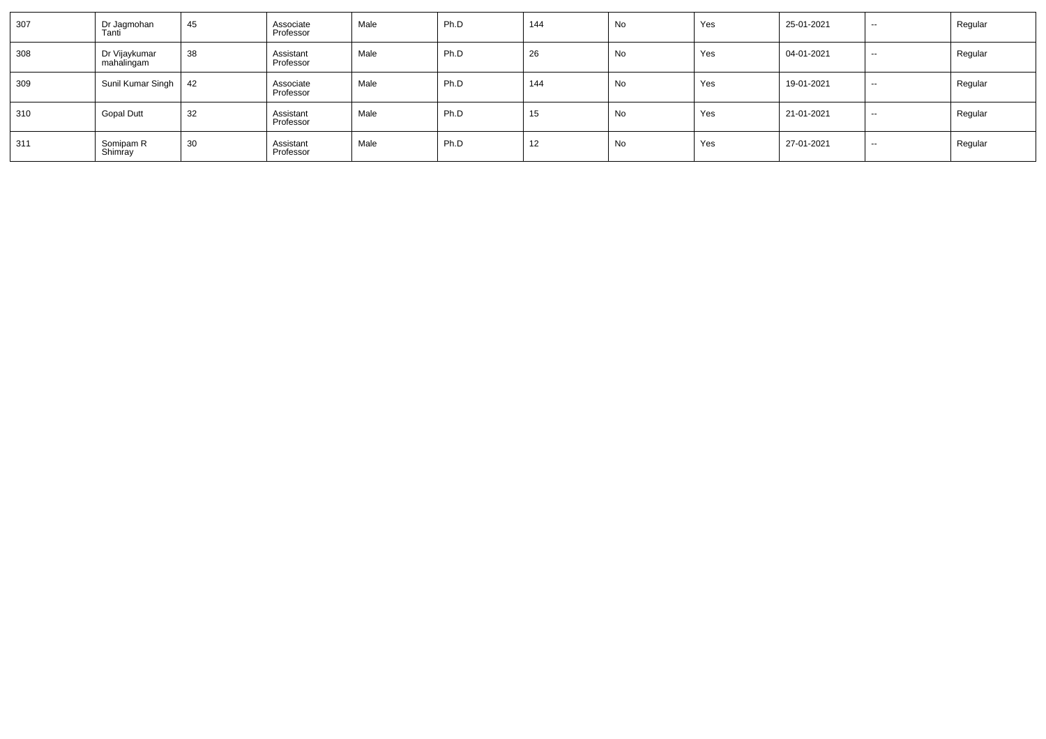| | | | | | | | | | | | |
|---|---|---|---|---|---|---|---|---|---|---|---|
| 307 | Dr Jagmohan Tanti | 45 | Associate Professor | Male | Ph.D | 144 | No | Yes | 25-01-2021 | -- | Regular |
| 308 | Dr Vijaykumar mahalingam | 38 | Assistant Professor | Male | Ph.D | 26 | No | Yes | 04-01-2021 | -- | Regular |
| 309 | Sunil Kumar Singh | 42 | Associate Professor | Male | Ph.D | 144 | No | Yes | 19-01-2021 | -- | Regular |
| 310 | Gopal Dutt | 32 | Assistant Professor | Male | Ph.D | 15 | No | Yes | 21-01-2021 | -- | Regular |
| 311 | Somipam R Shimray | 30 | Assistant Professor | Male | Ph.D | 12 | No | Yes | 27-01-2021 | -- | Regular |